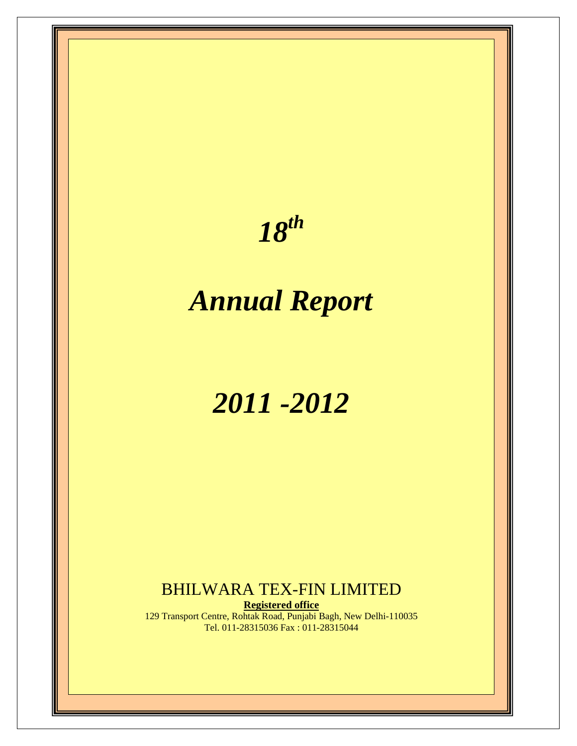# *18th*

# *Annual Report*

# *2011 -2012*

BHILWARA TEX-FIN LIMITED

**Registered office**

129 Transport Centre, Rohtak Road, Punjabi Bagh, New Delhi-110035

Tel. 011-28315036 Fax : 011-28315044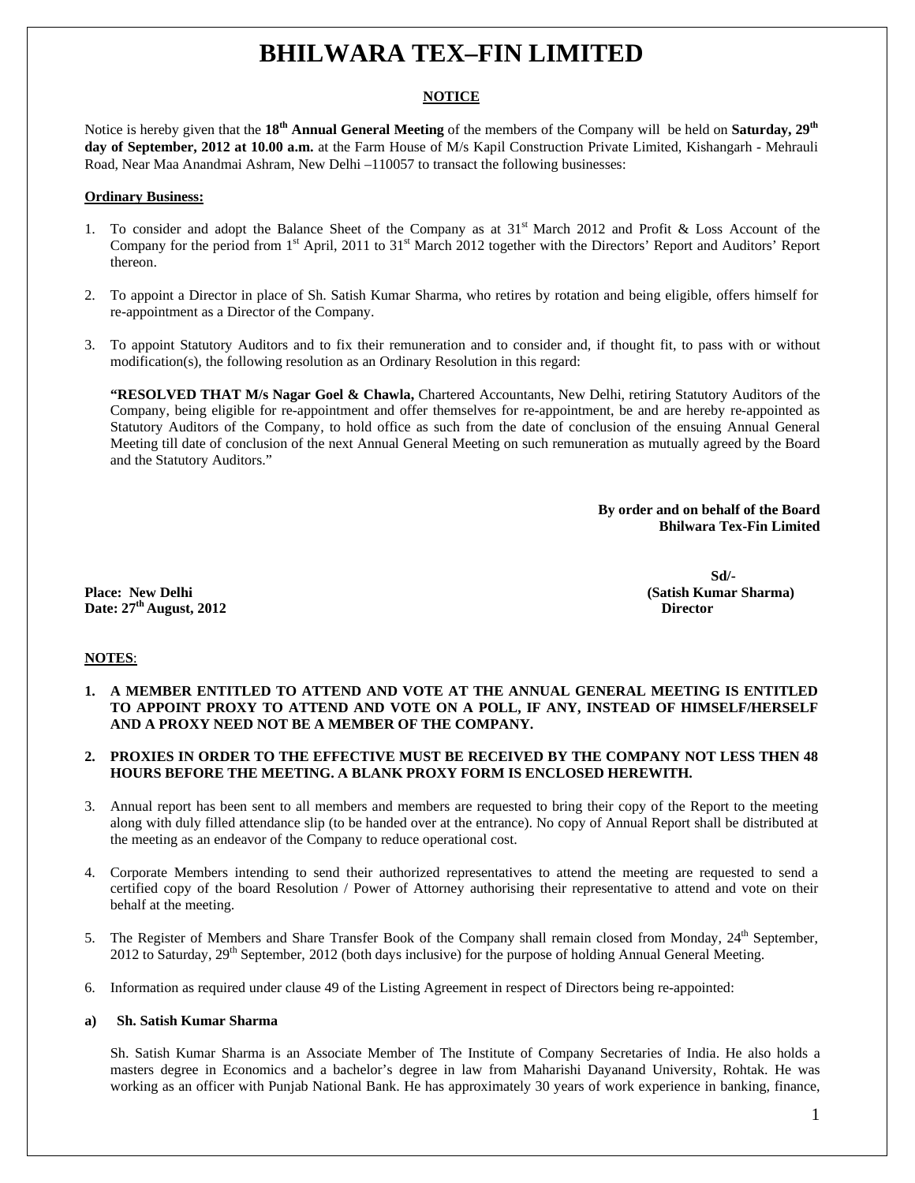# BHILWARA TEX–FIN LIMITED

## NOTICE

Notice is hereby given that the **18th Annual General Meeting** of the members of the Company will be held on **Saturday, 29th day of September, 2012 at 10.00 a.m.** at the Farm House of M/s Kapil Construction Private Limited, Kishangarh - Mehrauli Road, Near Maa Anandmai Ashram, New Delhi –110057 to transact the following businesses:

**Ordinary Business:**

1. To consider and adopt the Balance Sheet of the Company as at 31st March 2012 and Profit & Loss Account of the Company for the period from 1st April, 2011 to 31st March 2012 together with the Directors' Report and Auditors' Report thereon.

2. To appoint a Director in place of Sh. Satish Kumar Sharma, who retires by rotation and being eligible, offers himself for re-appointment as a Director of the Company.

3. To appoint Statutory Auditors and to fix their remuneration and to consider and, if thought fit, to pass with or without modification(s), the following resolution as an Ordinary Resolution in this regard:

   **"RESOLVED THAT M/s Nagar Goel & Chawla,** Chartered Accountants, New Delhi, retiring Statutory Auditors of the Company, being eligible for re-appointment and offer themselves for re-appointment, be and are hereby re-appointed as Statutory Auditors of the Company, to hold office as such from the date of conclusion of the ensuing Annual General Meeting till date of conclusion of the next Annual General Meeting on such remuneration as mutually agreed by the Board and the Statutory Auditors."

**By order and on behalf of the Board**
**Bhilwara Tex-Fin Limited**

**Sd/-**
**(Satish Kumar Sharma)**
**Director**

**Place: New Delhi**
**Date: 27th August, 2012**

**NOTES**:

1. **A MEMBER ENTITLED TO ATTEND AND VOTE AT THE ANNUAL GENERAL MEETING IS ENTITLED TO APPOINT PROXY TO ATTEND AND VOTE ON A POLL, IF ANY, INSTEAD OF HIMSELF/HERSELF AND A PROXY NEED NOT BE A MEMBER OF THE COMPANY.**

2. **PROXIES IN ORDER TO THE EFFECTIVE MUST BE RECEIVED BY THE COMPANY NOT LESS THEN 48 HOURS BEFORE THE MEETING. A BLANK PROXY FORM IS ENCLOSED HEREWITH.**

3. Annual report has been sent to all members and members are requested to bring their copy of the Report to the meeting along with duly filled attendance slip (to be handed over at the entrance). No copy of Annual Report shall be distributed at the meeting as an endeavor of the Company to reduce operational cost.

4. Corporate Members intending to send their authorized representatives to attend the meeting are requested to send a certified copy of the board Resolution / Power of Attorney authorising their representative to attend and vote on their behalf at the meeting.

5. The Register of Members and Share Transfer Book of the Company shall remain closed from Monday, 24th September, 2012 to Saturday, 29th September, 2012 (both days inclusive) for the purpose of holding Annual General Meeting.

6. Information as required under clause 49 of the Listing Agreement in respect of Directors being re-appointed:

**a) Sh. Satish Kumar Sharma**

Sh. Satish Kumar Sharma is an Associate Member of The Institute of Company Secretaries of India. He also holds a masters degree in Economics and a bachelor's degree in law from Maharishi Dayanand University, Rohtak. He was working as an officer with Punjab National Bank. He has approximately 30 years of work experience in banking, finance,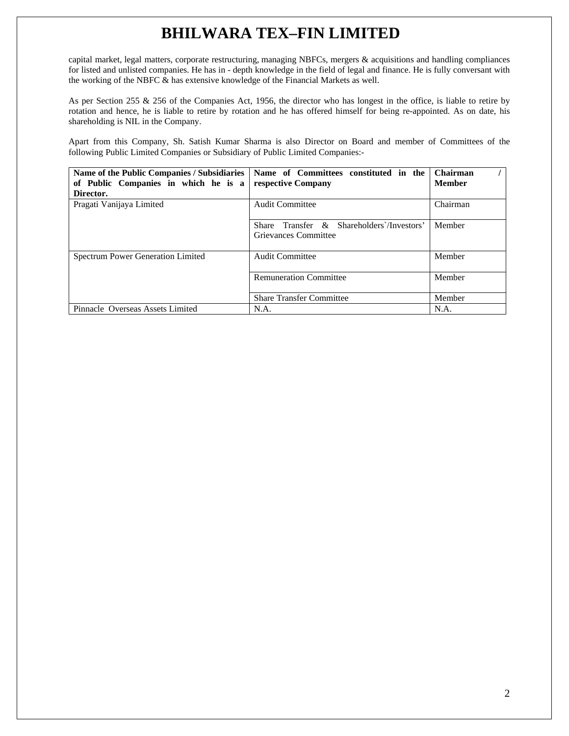capital market, legal matters, corporate restructuring, managing NBFCs, mergers & acquisitions and handling compliances for listed and unlisted companies. He has in - depth knowledge in the field of legal and finance. He is fully conversant with the working of the NBFC & has extensive knowledge of the Financial Markets as well.

As per Section 255 & 256 of the Companies Act, 1956, the director who has longest in the office, is liable to retire by rotation and hence, he is liable to retire by rotation and he has offered himself for being re-appointed. As on date, his shareholding is NIL in the Company.

Apart from this Company, Sh. Satish Kumar Sharma is also Director on Board and member of Committees of the following Public Limited Companies or Subsidiary of Public Limited Companies:-

| Name of the Public Companies / Subsidiaries of Public Companies in which he is a Director. | Name of Committees constituted in the respective Company | Chairman / Member |
|---|---|---|
| Pragati Vanijaya Limited | Audit Committee | Chairman |
| | Share Transfer & Shareholders`/Investors' Grievances Committee | Member |
| Spectrum Power Generation Limited | Audit Committee | Member |
| | Remuneration Committee | Member |
| | Share Transfer Committee | Member |
| Pinnacle Overseas Assets Limited | N.A. | N.A. |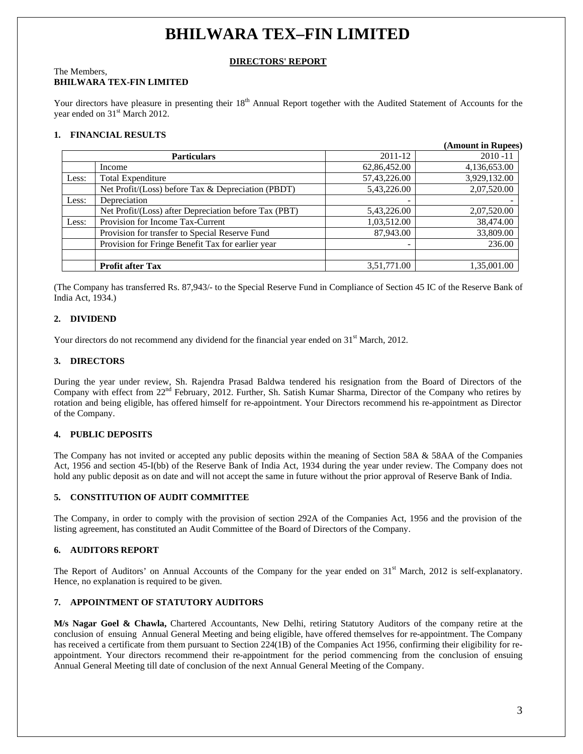# BHILWARA TEX–FIN LIMITED

**DIRECTORS' REPORT**

The Members,
**BHILWARA TEX-FIN LIMITED**

Your directors have pleasure in presenting their 18th Annual Report together with the Audited Statement of Accounts for the year ended on 31st March 2012.

## 1. FINANCIAL RESULTS

**(Amount in Rupees)**

| | Particulars | 2011-12 | 2010 -11 |
|---|---|---|---|
| | Income | 62,86,452.00 | 4,136,653.00 |
| Less: | Total Expenditure | 57,43,226.00 | 3,929,132.00 |
| | Net Profit/(Loss) before Tax & Depreciation (PBDT) | 5,43,226.00 | 2,07,520.00 |
| Less: | Depreciation | - | - |
| | Net Profit/(Loss) after Depreciation before Tax (PBT) | 5,43,226.00 | 2,07,520.00 |
| Less: | Provision for Income Tax-Current | 1,03,512.00 | 38,474.00 |
| | Provision for transfer to Special Reserve Fund | 87,943.00 | 33,809.00 |
| | Provision for Fringe Benefit Tax for earlier year | - | 236.00 |
| | | | |
| | **Profit after Tax** | 3,51,771.00 | 1,35,001.00 |

(The Company has transferred Rs. 87,943/- to the Special Reserve Fund in Compliance of Section 45 IC of the Reserve Bank of India Act, 1934.)

## 2. DIVIDEND

Your directors do not recommend any dividend for the financial year ended on 31st March, 2012.

## 3. DIRECTORS

During the year under review, Sh. Rajendra Prasad Baldwa tendered his resignation from the Board of Directors of the Company with effect from 22nd February, 2012. Further, Sh. Satish Kumar Sharma, Director of the Company who retires by rotation and being eligible, has offered himself for re-appointment. Your Directors recommend his re-appointment as Director of the Company.

## 4. PUBLIC DEPOSITS

The Company has not invited or accepted any public deposits within the meaning of Section 58A & 58AA of the Companies Act, 1956 and section 45-I(bb) of the Reserve Bank of India Act, 1934 during the year under review. The Company does not hold any public deposit as on date and will not accept the same in future without the prior approval of Reserve Bank of India.

## 5. CONSTITUTION OF AUDIT COMMITTEE

The Company, in order to comply with the provision of section 292A of the Companies Act, 1956 and the provision of the listing agreement, has constituted an Audit Committee of the Board of Directors of the Company.

## 6. AUDITORS REPORT

The Report of Auditors' on Annual Accounts of the Company for the year ended on 31st March, 2012 is self-explanatory. Hence, no explanation is required to be given.

## 7. APPOINTMENT OF STATUTORY AUDITORS

**M/s Nagar Goel & Chawla,** Chartered Accountants, New Delhi, retiring Statutory Auditors of the company retire at the conclusion of ensuing Annual General Meeting and being eligible, have offered themselves for re-appointment. The Company has received a certificate from them pursuant to Section 224(1B) of the Companies Act 1956, confirming their eligibility for re-appointment. Your directors recommend their re-appointment for the period commencing from the conclusion of ensuing Annual General Meeting till date of conclusion of the next Annual General Meeting of the Company.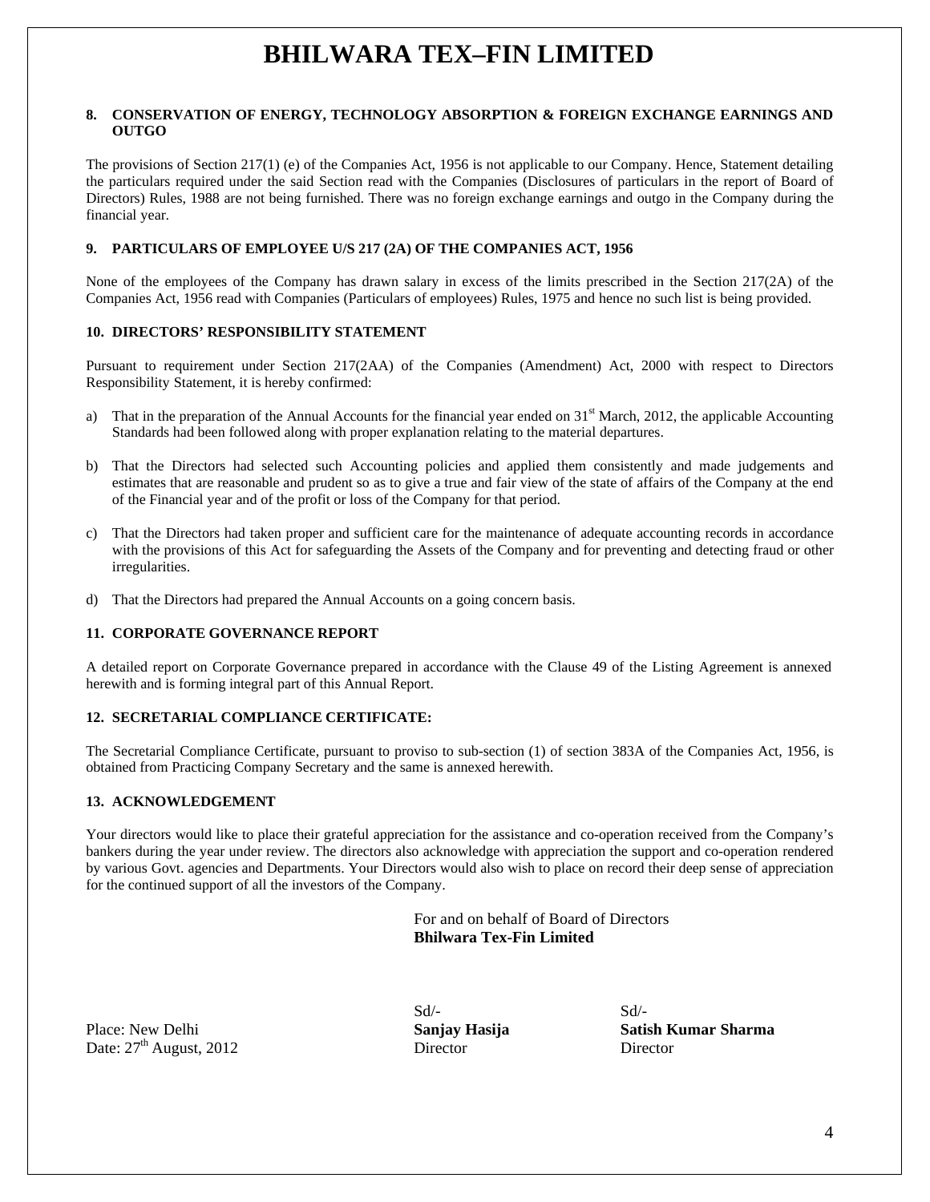# BHILWARA TEX–FIN LIMITED

### 8. CONSERVATION OF ENERGY, TECHNOLOGY ABSORPTION & FOREIGN EXCHANGE EARNINGS AND OUTGO

The provisions of Section 217(1) (e) of the Companies Act, 1956 is not applicable to our Company. Hence, Statement detailing the particulars required under the said Section read with the Companies (Disclosures of particulars in the report of Board of Directors) Rules, 1988 are not being furnished. There was no foreign exchange earnings and outgo in the Company during the financial year.

### 9. PARTICULARS OF EMPLOYEE U/S 217 (2A) OF THE COMPANIES ACT, 1956

None of the employees of the Company has drawn salary in excess of the limits prescribed in the Section 217(2A) of the Companies Act, 1956 read with Companies (Particulars of employees) Rules, 1975 and hence no such list is being provided.

### 10. DIRECTORS' RESPONSIBILITY STATEMENT

Pursuant to requirement under Section 217(2AA) of the Companies (Amendment) Act, 2000 with respect to Directors Responsibility Statement, it is hereby confirmed:

a) That in the preparation of the Annual Accounts for the financial year ended on 31st March, 2012, the applicable Accounting Standards had been followed along with proper explanation relating to the material departures.

b) That the Directors had selected such Accounting policies and applied them consistently and made judgements and estimates that are reasonable and prudent so as to give a true and fair view of the state of affairs of the Company at the end of the Financial year and of the profit or loss of the Company for that period.

c) That the Directors had taken proper and sufficient care for the maintenance of adequate accounting records in accordance with the provisions of this Act for safeguarding the Assets of the Company and for preventing and detecting fraud or other irregularities.

d) That the Directors had prepared the Annual Accounts on a going concern basis.

### 11. CORPORATE GOVERNANCE REPORT

A detailed report on Corporate Governance prepared in accordance with the Clause 49 of the Listing Agreement is annexed herewith and is forming integral part of this Annual Report.

### 12. SECRETARIAL COMPLIANCE CERTIFICATE:

The Secretarial Compliance Certificate, pursuant to proviso to sub-section (1) of section 383A of the Companies Act, 1956, is obtained from Practicing Company Secretary and the same is annexed herewith.

### 13. ACKNOWLEDGEMENT

Your directors would like to place their grateful appreciation for the assistance and co-operation received from the Company's bankers during the year under review. The directors also acknowledge with appreciation the support and co-operation rendered by various Govt. agencies and Departments. Your Directors would also wish to place on record their deep sense of appreciation for the continued support of all the investors of the Company.

For and on behalf of Board of Directors
**Bhilwara Tex-Fin Limited**

Place: New Delhi
Date: 27th August, 2012

Sd/-
**Sanjay Hasija**
Director

Sd/-
**Satish Kumar Sharma**
Director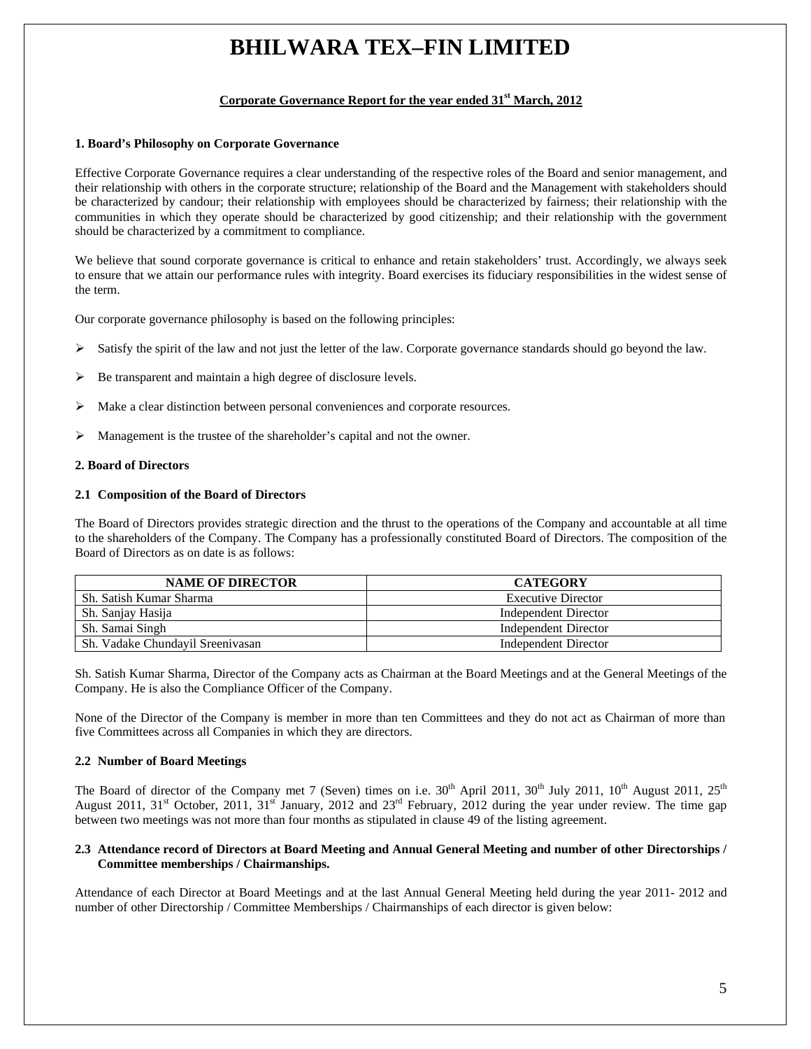# BHILWARA TEX–FIN LIMITED

## Corporate Governance Report for the year ended 31st March, 2012

### 1. Board's Philosophy on Corporate Governance

Effective Corporate Governance requires a clear understanding of the respective roles of the Board and senior management, and their relationship with others in the corporate structure; relationship of the Board and the Management with stakeholders should be characterized by candour; their relationship with employees should be characterized by fairness; their relationship with the communities in which they operate should be characterized by good citizenship; and their relationship with the government should be characterized by a commitment to compliance.

We believe that sound corporate governance is critical to enhance and retain stakeholders' trust. Accordingly, we always seek to ensure that we attain our performance rules with integrity. Board exercises its fiduciary responsibilities in the widest sense of the term.

Our corporate governance philosophy is based on the following principles:

- Satisfy the spirit of the law and not just the letter of the law. Corporate governance standards should go beyond the law.
- Be transparent and maintain a high degree of disclosure levels.
- Make a clear distinction between personal conveniences and corporate resources.
- Management is the trustee of the shareholder's capital and not the owner.

### 2. Board of Directors

#### 2.1 Composition of the Board of Directors

The Board of Directors provides strategic direction and the thrust to the operations of the Company and accountable at all time to the shareholders of the Company. The Company has a professionally constituted Board of Directors. The composition of the Board of Directors as on date is as follows:

| NAME OF DIRECTOR | CATEGORY |
|---|---|
| Sh. Satish Kumar Sharma | Executive Director |
| Sh. Sanjay Hasija | Independent Director |
| Sh. Samai Singh | Independent Director |
| Sh. Vadake Chundayil Sreenivasan | Independent Director |

Sh. Satish Kumar Sharma, Director of the Company acts as Chairman at the Board Meetings and at the General Meetings of the Company. He is also the Compliance Officer of the Company.

None of the Director of the Company is member in more than ten Committees and they do not act as Chairman of more than five Committees across all Companies in which they are directors.

#### 2.2 Number of Board Meetings

The Board of director of the Company met 7 (Seven) times on i.e. 30th April 2011, 30th July 2011, 10th August 2011, 25th August 2011, 31st October, 2011, 31st January, 2012 and 23rd February, 2012 during the year under review. The time gap between two meetings was not more than four months as stipulated in clause 49 of the listing agreement.

#### 2.3 Attendance record of Directors at Board Meeting and Annual General Meeting and number of other Directorships / Committee memberships / Chairmanships.

Attendance of each Director at Board Meetings and at the last Annual General Meeting held during the year 2011- 2012 and number of other Directorship / Committee Memberships / Chairmanships of each director is given below: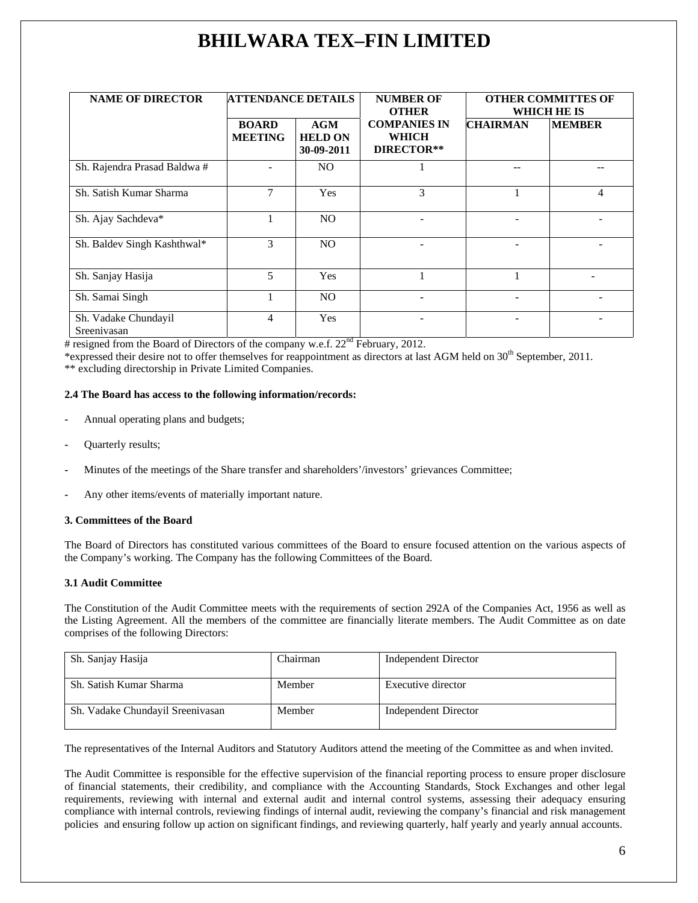# BHILWARA TEX–FIN LIMITED

| NAME OF DIRECTOR | ATTENDANCE DETAILS | | NUMBER OF OTHER COMPANIES IN WHICH DIRECTOR** | OTHER COMMITTES OF WHICH HE IS | |
|---|---|---|---|---|---|
| | BOARD MEETING | AGM HELD ON 30-09-2011 | | CHAIRMAN | MEMBER |
| Sh. Rajendra Prasad Baldwa # | - | NO | 1 | -- | -- |
| Sh. Satish Kumar Sharma | 7 | Yes | 3 | 1 | 4 |
| Sh. Ajay Sachdeva* | 1 | NO | - | - | - |
| Sh. Baldev Singh Kashthwal* | 3 | NO | - | - | - |
| Sh. Sanjay Hasija | 5 | Yes | 1 | 1 | - |
| Sh. Samai Singh | 1 | NO | - | - | - |
| Sh. Vadake Chundayil Sreenivasan | 4 | Yes | - | - | - |

# resigned from the Board of Directors of the company w.e.f. 22nd February, 2012.

*expressed their desire not to offer themselves for reappointment as directors at last AGM held on 30th September, 2011.

** excluding directorship in Private Limited Companies.

**2.4 The Board has access to the following information/records:**

- Annual operating plans and budgets;
- Quarterly results;
- Minutes of the meetings of the Share transfer and shareholders'/investors' grievances Committee;
- Any other items/events of materially important nature.

**3. Committees of the Board**

The Board of Directors has constituted various committees of the Board to ensure focused attention on the various aspects of the Company's working. The Company has the following Committees of the Board.

**3.1 Audit Committee**

The Constitution of the Audit Committee meets with the requirements of section 292A of the Companies Act, 1956 as well as the Listing Agreement. All the members of the committee are financially literate members. The Audit Committee as on date comprises of the following Directors:

| | | |
|---|---|---|
| Sh. Sanjay Hasija | Chairman | Independent Director |
| Sh. Satish Kumar Sharma | Member | Executive director |
| Sh. Vadake Chundayil Sreenivasan | Member | Independent Director |

The representatives of the Internal Auditors and Statutory Auditors attend the meeting of the Committee as and when invited.

The Audit Committee is responsible for the effective supervision of the financial reporting process to ensure proper disclosure of financial statements, their credibility, and compliance with the Accounting Standards, Stock Exchanges and other legal requirements, reviewing with internal and external audit and internal control systems, assessing their adequacy ensuring compliance with internal controls, reviewing findings of internal audit, reviewing the company's financial and risk management policies and ensuring follow up action on significant findings, and reviewing quarterly, half yearly and yearly annual accounts.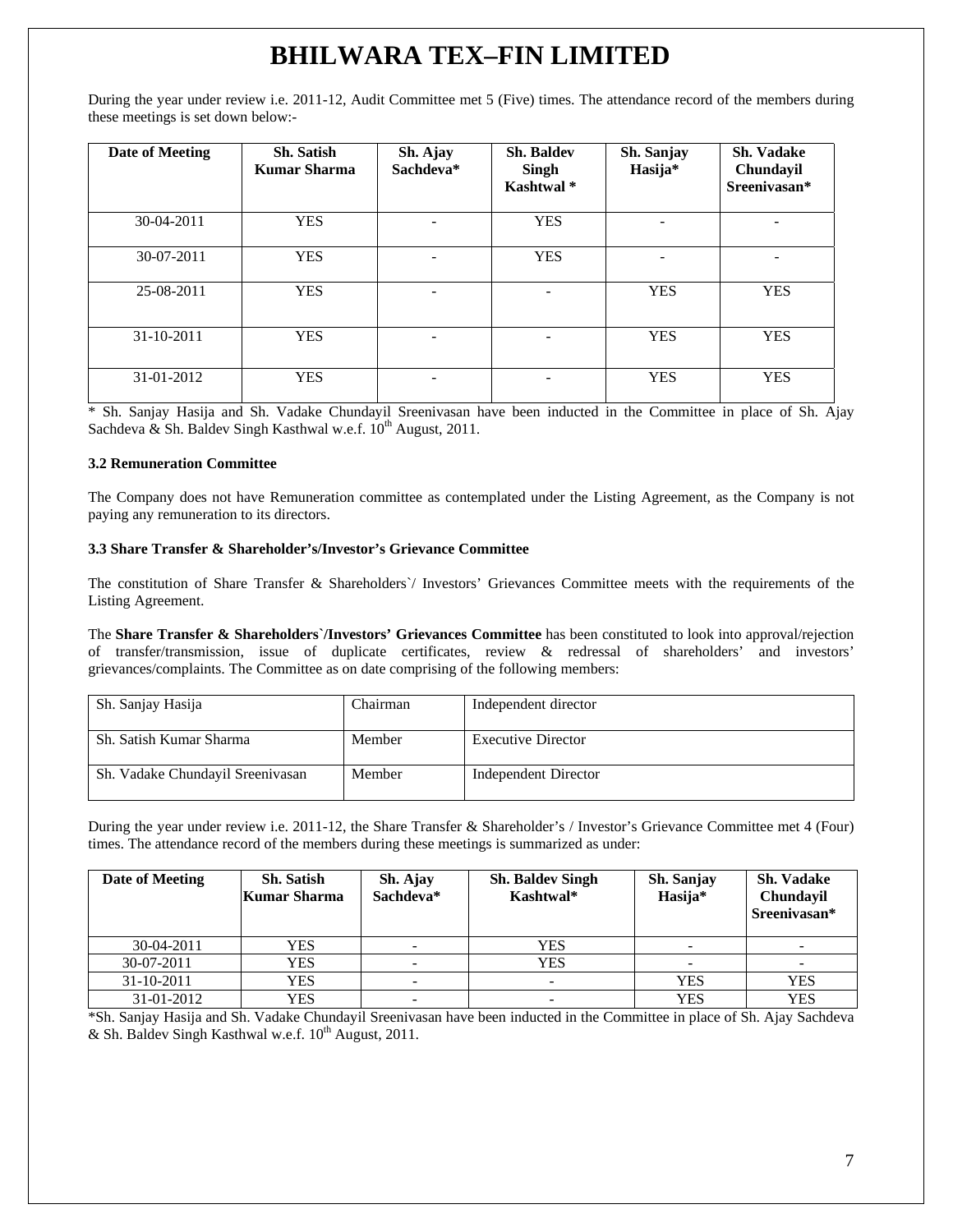During the year under review i.e. 2011-12, Audit Committee met 5 (Five) times. The attendance record of the members during these meetings is set down below:-

| Date of Meeting | Sh. Satish Kumar Sharma | Sh. Ajay Sachdeva* | Sh. Baldev Singh Kashtwal * | Sh. Sanjay Hasija* | Sh. Vadake Chundayil Sreenivasan* |
|---|---|---|---|---|---|
| 30-04-2011 | YES | - | YES | - | - |
| 30-07-2011 | YES | - | YES | - | - |
| 25-08-2011 | YES | - | - | YES | YES |
| 31-10-2011 | YES | - | - | YES | YES |
| 31-01-2012 | YES | - | - | YES | YES |

* Sh. Sanjay Hasija and Sh. Vadake Chundayil Sreenivasan have been inducted in the Committee in place of Sh. Ajay Sachdeva & Sh. Baldev Singh Kasthwal w.e.f. 10th August, 2011.

### 3.2 Remuneration Committee

The Company does not have Remuneration committee as contemplated under the Listing Agreement, as the Company is not paying any remuneration to its directors.

### 3.3 Share Transfer & Shareholder's/Investor's Grievance Committee

The constitution of Share Transfer & Shareholders`/ Investors' Grievances Committee meets with the requirements of the Listing Agreement.

The **Share Transfer & Shareholders`/Investors' Grievances Committee** has been constituted to look into approval/rejection of transfer/transmission, issue of duplicate certificates, review & redressal of shareholders' and investors' grievances/complaints. The Committee as on date comprising of the following members:

| | | |
|---|---|---|
| Sh. Sanjay Hasija | Chairman | Independent director |
| Sh. Satish Kumar Sharma | Member | Executive Director |
| Sh. Vadake Chundayil Sreenivasan | Member | Independent Director |

During the year under review i.e. 2011-12, the Share Transfer & Shareholder's / Investor's Grievance Committee met 4 (Four) times. The attendance record of the members during these meetings is summarized as under:

| Date of Meeting | Sh. Satish Kumar Sharma | Sh. Ajay Sachdeva* | Sh. Baldev Singh Kashtwal* | Sh. Sanjay Hasija* | Sh. Vadake Chundayil Sreenivasan* |
|---|---|---|---|---|---|
| 30-04-2011 | YES | - | YES | - | - |
| 30-07-2011 | YES | - | YES | - | - |
| 31-10-2011 | YES | - | - | YES | YES |
| 31-01-2012 | YES | - | - | YES | YES |

*Sh. Sanjay Hasija and Sh. Vadake Chundayil Sreenivasan have been inducted in the Committee in place of Sh. Ajay Sachdeva & Sh. Baldev Singh Kasthwal w.e.f. 10th August, 2011.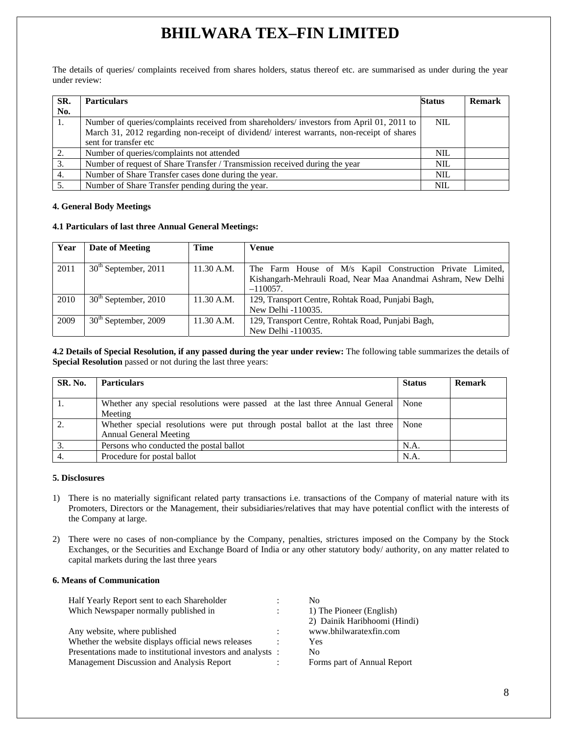# BHILWARA TEX–FIN LIMITED

The details of queries/ complaints received from shares holders, status thereof etc. are summarised as under during the year under review:

| SR. No. | Particulars | Status | Remark |
|---|---|---|---|
| 1. | Number of queries/complaints received from shareholders/ investors from April 01, 2011 to March 31, 2012 regarding non-receipt of dividend/ interest warrants, non-receipt of shares sent for transfer etc | NIL | |
| 2. | Number of queries/complaints not attended | NIL | |
| 3. | Number of request of Share Transfer / Transmission received during the year | NIL | |
| 4. | Number of Share Transfer cases done during the year. | NIL | |
| 5. | Number of Share Transfer pending during the year. | NIL | |

**4. General Body Meetings**

**4.1 Particulars of last three Annual General Meetings:**

| Year | Date of Meeting | Time | Venue |
|---|---|---|---|
| 2011 | 30th September, 2011 | 11.30 A.M. | The Farm House of M/s Kapil Construction Private Limited, Kishangarh-Mehrauli Road, Near Maa Anandmai Ashram, New Delhi –110057. |
| 2010 | 30th September, 2010 | 11.30 A.M. | 129, Transport Centre, Rohtak Road, Punjabi Bagh, New Delhi -110035. |
| 2009 | 30th September, 2009 | 11.30 A.M. | 129, Transport Centre, Rohtak Road, Punjabi Bagh, New Delhi -110035. |

**4.2 Details of Special Resolution, if any passed during the year under review:** The following table summarizes the details of **Special Resolution** passed or not during the last three years:

| SR. No. | Particulars | Status | Remark |
|---|---|---|---|
| 1. | Whether any special resolutions were passed at the last three Annual General Meeting | None | |
| 2. | Whether special resolutions were put through postal ballot at the last three Annual General Meeting | None | |
| 3. | Persons who conducted the postal ballot | N.A. | |
| 4. | Procedure for postal ballot | N.A. | |

**5. Disclosures**

1) There is no materially significant related party transactions i.e. transactions of the Company of material nature with its Promoters, Directors or the Management, their subsidiaries/relatives that may have potential conflict with the interests of the Company at large.

2) There were no cases of non-compliance by the Company, penalties, strictures imposed on the Company by the Stock Exchanges, or the Securities and Exchange Board of India or any other statutory body/ authority, on any matter related to capital markets during the last three years

**6. Means of Communication**

| | | |
|---|---|---|
| Half Yearly Report sent to each Shareholder | : | No |
| Which Newspaper normally published in | : | 1) The Pioneer (English)<br>2) Dainik Haribhoomi (Hindi) |
| Any website, where published | : | www.bhilwaratexfin.com |
| Whether the website displays official news releases | : | Yes |
| Presentations made to institutional investors and analysts | : | No |
| Management Discussion and Analysis Report | : | Forms part of Annual Report |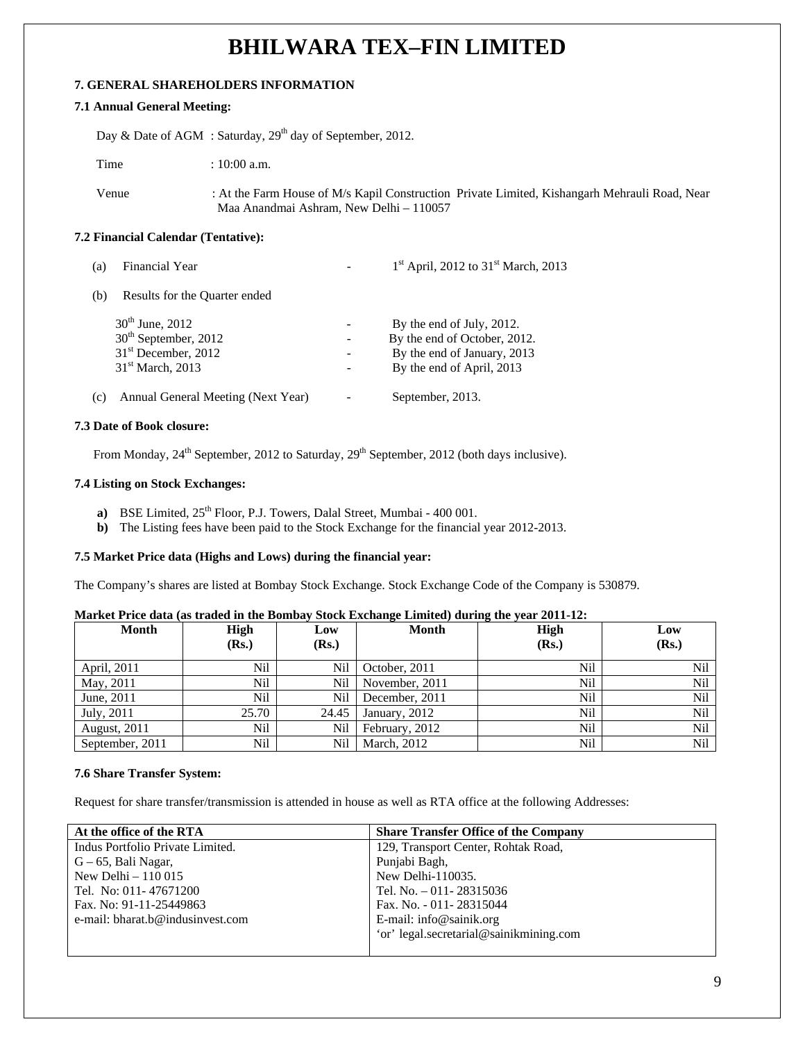# BHILWARA TEX–FIN LIMITED

### 7. GENERAL SHAREHOLDERS INFORMATION

**7.1 Annual General Meeting:**

Day & Date of AGM : Saturday, 29th day of September, 2012.

Time : 10:00 a.m.

Venue : At the Farm House of M/s Kapil Construction Private Limited, Kishangarh Mehrauli Road, Near Maa Anandmai Ashram, New Delhi – 110057

**7.2 Financial Calendar (Tentative):**

(a) Financial Year - 1st April, 2012 to 31st March, 2013

(b) Results for the Quarter ended

30th June, 2012 - By the end of July, 2012.
30th September, 2012 - By the end of October, 2012.
31st December, 2012 - By the end of January, 2013
31st March, 2013 - By the end of April, 2013

(c) Annual General Meeting (Next Year) - September, 2013.

**7.3 Date of Book closure:**

From Monday, 24th September, 2012 to Saturday, 29th September, 2012 (both days inclusive).

**7.4 Listing on Stock Exchanges:**

- **a)** BSE Limited, 25th Floor, P.J. Towers, Dalal Street, Mumbai - 400 001.
- **b)** The Listing fees have been paid to the Stock Exchange for the financial year 2012-2013.

**7.5 Market Price data (Highs and Lows) during the financial year:**

The Company's shares are listed at Bombay Stock Exchange. Stock Exchange Code of the Company is 530879.

**Market Price data (as traded in the Bombay Stock Exchange Limited) during the year 2011-12:**

| Month | High (Rs.) | Low (Rs.) | Month | High (Rs.) | Low (Rs.) |
|---|---|---|---|---|---|
| April, 2011 | Nil | Nil | October, 2011 | Nil | Nil |
| May, 2011 | Nil | Nil | November, 2011 | Nil | Nil |
| June, 2011 | Nil | Nil | December, 2011 | Nil | Nil |
| July, 2011 | 25.70 | 24.45 | January, 2012 | Nil | Nil |
| August, 2011 | Nil | Nil | February, 2012 | Nil | Nil |
| September, 2011 | Nil | Nil | March, 2012 | Nil | Nil |

**7.6 Share Transfer System:**

Request for share transfer/transmission is attended in house as well as RTA office at the following Addresses:

| At the office of the RTA | Share Transfer Office of the Company |
|---|---|
| Indus Portfolio Private Limited.<br>G – 65, Bali Nagar,<br>New Delhi – 110 015<br>Tel. No: 011- 47671200<br>Fax. No: 91-11-25449863<br>e-mail: bharat.b@indusinvest.com | 129, Transport Center, Rohtak Road,<br>Punjabi Bagh,<br>New Delhi-110035.<br>Tel. No. – 011- 28315036<br>Fax. No. - 011- 28315044<br>E-mail: info@sainik.org<br>'or' legal.secretarial@sainikmining.com |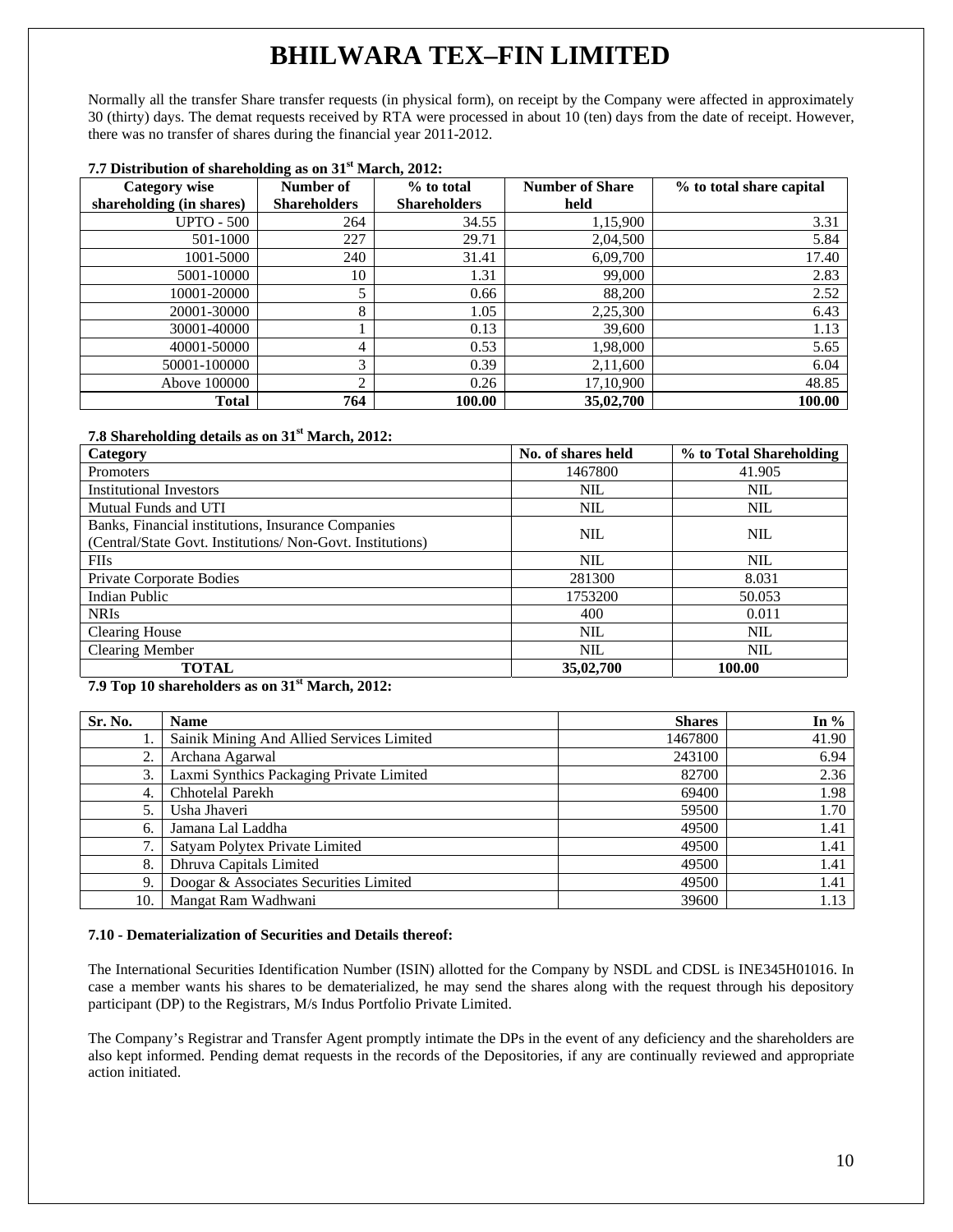# BHILWARA TEX–FIN LIMITED

Normally all the transfer Share transfer requests (in physical form), on receipt by the Company were affected in approximately 30 (thirty) days. The demat requests received by RTA were processed in about 10 (ten) days from the date of receipt. However, there was no transfer of shares during the financial year 2011-2012.

**7.7 Distribution of shareholding as on 31st March, 2012:**

| Category wise shareholding (in shares) | Number of Shareholders | % to total Shareholders | Number of Share held | % to total share capital |
|---|---|---|---|---|
| UPTO - 500 | 264 | 34.55 | 1,15,900 | 3.31 |
| 501-1000 | 227 | 29.71 | 2,04,500 | 5.84 |
| 1001-5000 | 240 | 31.41 | 6,09,700 | 17.40 |
| 5001-10000 | 10 | 1.31 | 99,000 | 2.83 |
| 10001-20000 | 5 | 0.66 | 88,200 | 2.52 |
| 20001-30000 | 8 | 1.05 | 2,25,300 | 6.43 |
| 30001-40000 | 1 | 0.13 | 39,600 | 1.13 |
| 40001-50000 | 4 | 0.53 | 1,98,000 | 5.65 |
| 50001-100000 | 3 | 0.39 | 2,11,600 | 6.04 |
| Above 100000 | 2 | 0.26 | 17,10,900 | 48.85 |
| **Total** | **764** | **100.00** | **35,02,700** | **100.00** |

**7.8 Shareholding details as on 31st March, 2012:**

| Category | No. of shares held | % to Total Shareholding |
|---|---|---|
| Promoters | 1467800 | 41.905 |
| Institutional Investors | NIL | NIL |
| Mutual Funds and UTI | NIL | NIL |
| Banks, Financial institutions, Insurance Companies (Central/State Govt. Institutions/ Non-Govt. Institutions) | NIL | NIL |
| FIIs | NIL | NIL |
| Private Corporate Bodies | 281300 | 8.031 |
| Indian Public | 1753200 | 50.053 |
| NRIs | 400 | 0.011 |
| Clearing House | NIL | NIL |
| Clearing Member | NIL | NIL |
| **TOTAL** | **35,02,700** | **100.00** |

**7.9 Top 10 shareholders as on 31st March, 2012:**

| Sr. No. | Name | Shares | In % |
|---|---|---|---|
| 1. | Sainik Mining And Allied Services Limited | 1467800 | 41.90 |
| 2. | Archana Agarwal | 243100 | 6.94 |
| 3. | Laxmi Synthics Packaging Private Limited | 82700 | 2.36 |
| 4. | Chhotelal Parekh | 69400 | 1.98 |
| 5. | Usha Jhaveri | 59500 | 1.70 |
| 6. | Jamana Lal Laddha | 49500 | 1.41 |
| 7. | Satyam Polytex Private Limited | 49500 | 1.41 |
| 8. | Dhruva Capitals Limited | 49500 | 1.41 |
| 9. | Doogar & Associates Securities Limited | 49500 | 1.41 |
| 10. | Mangat Ram Wadhwani | 39600 | 1.13 |

**7.10 - Dematerialization of Securities and Details thereof:**

The International Securities Identification Number (ISIN) allotted for the Company by NSDL and CDSL is INE345H01016. In case a member wants his shares to be dematerialized, he may send the shares along with the request through his depository participant (DP) to the Registrars, M/s Indus Portfolio Private Limited.

The Company's Registrar and Transfer Agent promptly intimate the DPs in the event of any deficiency and the shareholders are also kept informed. Pending demat requests in the records of the Depositories, if any are continually reviewed and appropriate action initiated.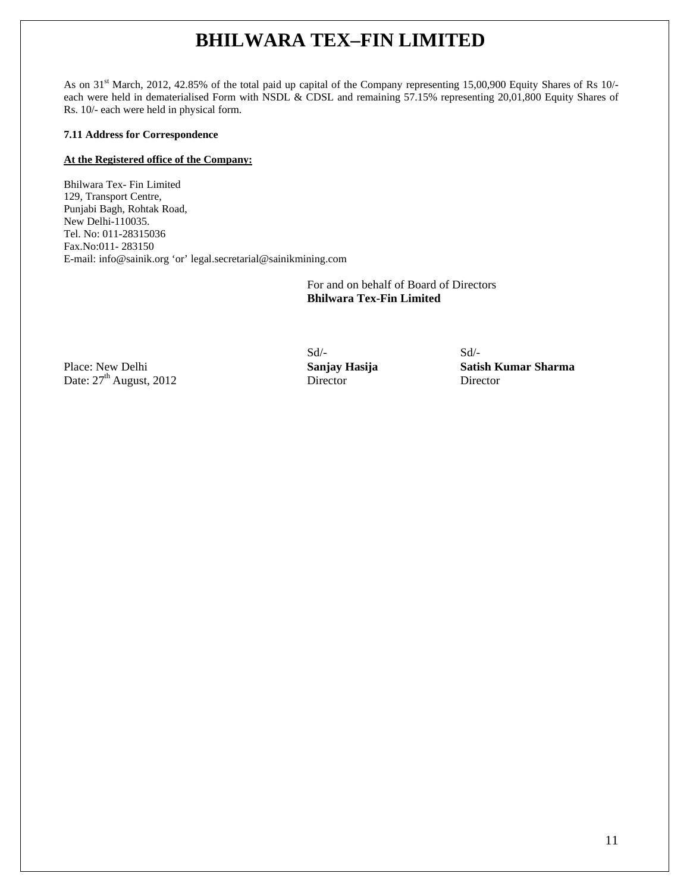# BHILWARA TEX–FIN LIMITED

As on 31st March, 2012, 42.85% of the total paid up capital of the Company representing 15,00,900 Equity Shares of Rs 10/- each were held in dematerialised Form with NSDL & CDSL and remaining 57.15% representing 20,01,800 Equity Shares of Rs. 10/- each were held in physical form.

**7.11 Address for Correspondence**

**At the Registered office of the Company:**

Bhilwara Tex- Fin Limited
129, Transport Centre,
Punjabi Bagh, Rohtak Road,
New Delhi-110035.
Tel. No: 011-28315036
Fax.No:011- 283150
E-mail: info@sainik.org 'or' legal.secretarial@sainikmining.com

For and on behalf of Board of Directors
**Bhilwara Tex-Fin Limited**

Place: New Delhi
Date: 27th August, 2012

Sd/-
**Sanjay Hasija**
Director

Sd/-
**Satish Kumar Sharma**
Director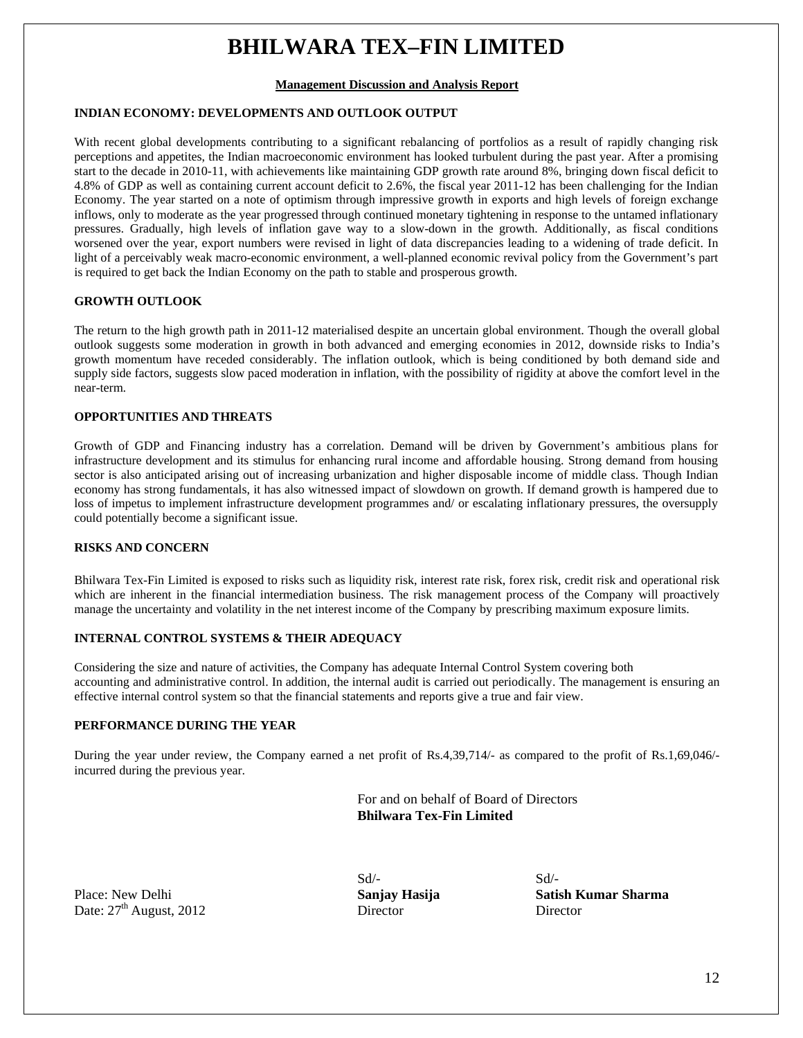# BHILWARA TEX–FIN LIMITED

**Management Discussion and Analysis Report**

## INDIAN ECONOMY: DEVELOPMENTS AND OUTLOOK OUTPUT

With recent global developments contributing to a significant rebalancing of portfolios as a result of rapidly changing risk perceptions and appetites, the Indian macroeconomic environment has looked turbulent during the past year. After a promising start to the decade in 2010-11, with achievements like maintaining GDP growth rate around 8%, bringing down fiscal deficit to 4.8% of GDP as well as containing current account deficit to 2.6%, the fiscal year 2011-12 has been challenging for the Indian Economy. The year started on a note of optimism through impressive growth in exports and high levels of foreign exchange inflows, only to moderate as the year progressed through continued monetary tightening in response to the untamed inflationary pressures. Gradually, high levels of inflation gave way to a slow-down in the growth. Additionally, as fiscal conditions worsened over the year, export numbers were revised in light of data discrepancies leading to a widening of trade deficit. In light of a perceivably weak macro-economic environment, a well-planned economic revival policy from the Government's part is required to get back the Indian Economy on the path to stable and prosperous growth.

## GROWTH OUTLOOK

The return to the high growth path in 2011-12 materialised despite an uncertain global environment. Though the overall global outlook suggests some moderation in growth in both advanced and emerging economies in 2012, downside risks to India's growth momentum have receded considerably. The inflation outlook, which is being conditioned by both demand side and supply side factors, suggests slow paced moderation in inflation, with the possibility of rigidity at above the comfort level in the near-term.

## OPPORTUNITIES AND THREATS

Growth of GDP and Financing industry has a correlation. Demand will be driven by Government's ambitious plans for infrastructure development and its stimulus for enhancing rural income and affordable housing. Strong demand from housing sector is also anticipated arising out of increasing urbanization and higher disposable income of middle class. Though Indian economy has strong fundamentals, it has also witnessed impact of slowdown on growth. If demand growth is hampered due to loss of impetus to implement infrastructure development programmes and/ or escalating inflationary pressures, the oversupply could potentially become a significant issue.

## RISKS AND CONCERN

Bhilwara Tex-Fin Limited is exposed to risks such as liquidity risk, interest rate risk, forex risk, credit risk and operational risk which are inherent in the financial intermediation business. The risk management process of the Company will proactively manage the uncertainty and volatility in the net interest income of the Company by prescribing maximum exposure limits.

## INTERNAL CONTROL SYSTEMS & THEIR ADEQUACY

Considering the size and nature of activities, the Company has adequate Internal Control System covering both accounting and administrative control. In addition, the internal audit is carried out periodically. The management is ensuring an effective internal control system so that the financial statements and reports give a true and fair view.

## PERFORMANCE DURING THE YEAR

During the year under review, the Company earned a net profit of Rs.4,39,714/- as compared to the profit of Rs.1,69,046/- incurred during the previous year.

For and on behalf of Board of Directors
**Bhilwara Tex-Fin Limited**

| | Sd/- | Sd/- |
|---|---|---|
| Place: New Delhi | **Sanjay Hasija** | **Satish Kumar Sharma** |
| Date: 27th August, 2012 | Director | Director |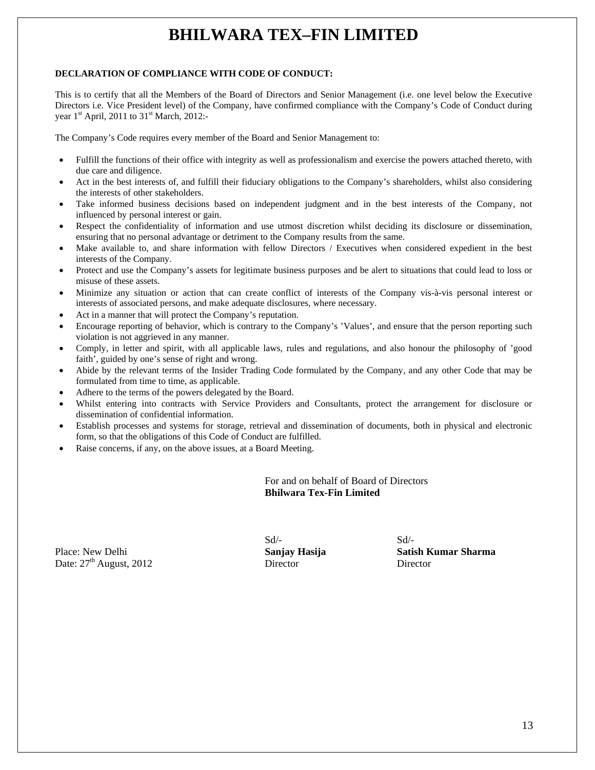# BHILWARA TEX–FIN LIMITED

**DECLARATION OF COMPLIANCE WITH CODE OF CONDUCT:**

This is to certify that all the Members of the Board of Directors and Senior Management (i.e. one level below the Executive Directors i.e. Vice President level) of the Company, have confirmed compliance with the Company's Code of Conduct during year 1st April, 2011 to 31st March, 2012:-

The Company's Code requires every member of the Board and Senior Management to:

- Fulfill the functions of their office with integrity as well as professionalism and exercise the powers attached thereto, with due care and diligence.
- Act in the best interests of, and fulfill their fiduciary obligations to the Company's shareholders, whilst also considering the interests of other stakeholders.
- Take informed business decisions based on independent judgment and in the best interests of the Company, not influenced by personal interest or gain.
- Respect the confidentiality of information and use utmost discretion whilst deciding its disclosure or dissemination, ensuring that no personal advantage or detriment to the Company results from the same.
- Make available to, and share information with fellow Directors / Executives when considered expedient in the best interests of the Company.
- Protect and use the Company's assets for legitimate business purposes and be alert to situations that could lead to loss or misuse of these assets.
- Minimize any situation or action that can create conflict of interests of the Company vis-à-vis personal interest or interests of associated persons, and make adequate disclosures, where necessary.
- Act in a manner that will protect the Company's reputation.
- Encourage reporting of behavior, which is contrary to the Company's 'Values', and ensure that the person reporting such violation is not aggrieved in any manner.
- Comply, in letter and spirit, with all applicable laws, rules and regulations, and also honour the philosophy of 'good faith', guided by one's sense of right and wrong.
- Abide by the relevant terms of the Insider Trading Code formulated by the Company, and any other Code that may be formulated from time to time, as applicable.
- Adhere to the terms of the powers delegated by the Board.
- Whilst entering into contracts with Service Providers and Consultants, protect the arrangement for disclosure or dissemination of confidential information.
- Establish processes and systems for storage, retrieval and dissemination of documents, both in physical and electronic form, so that the obligations of this Code of Conduct are fulfilled.
- Raise concerns, if any, on the above issues, at a Board Meeting.

For and on behalf of Board of Directors
**Bhilwara Tex-Fin Limited**

Sd/-
**Sanjay Hasija**
Director

Sd/-
**Satish Kumar Sharma**
Director

Place: New Delhi
Date: 27th August, 2012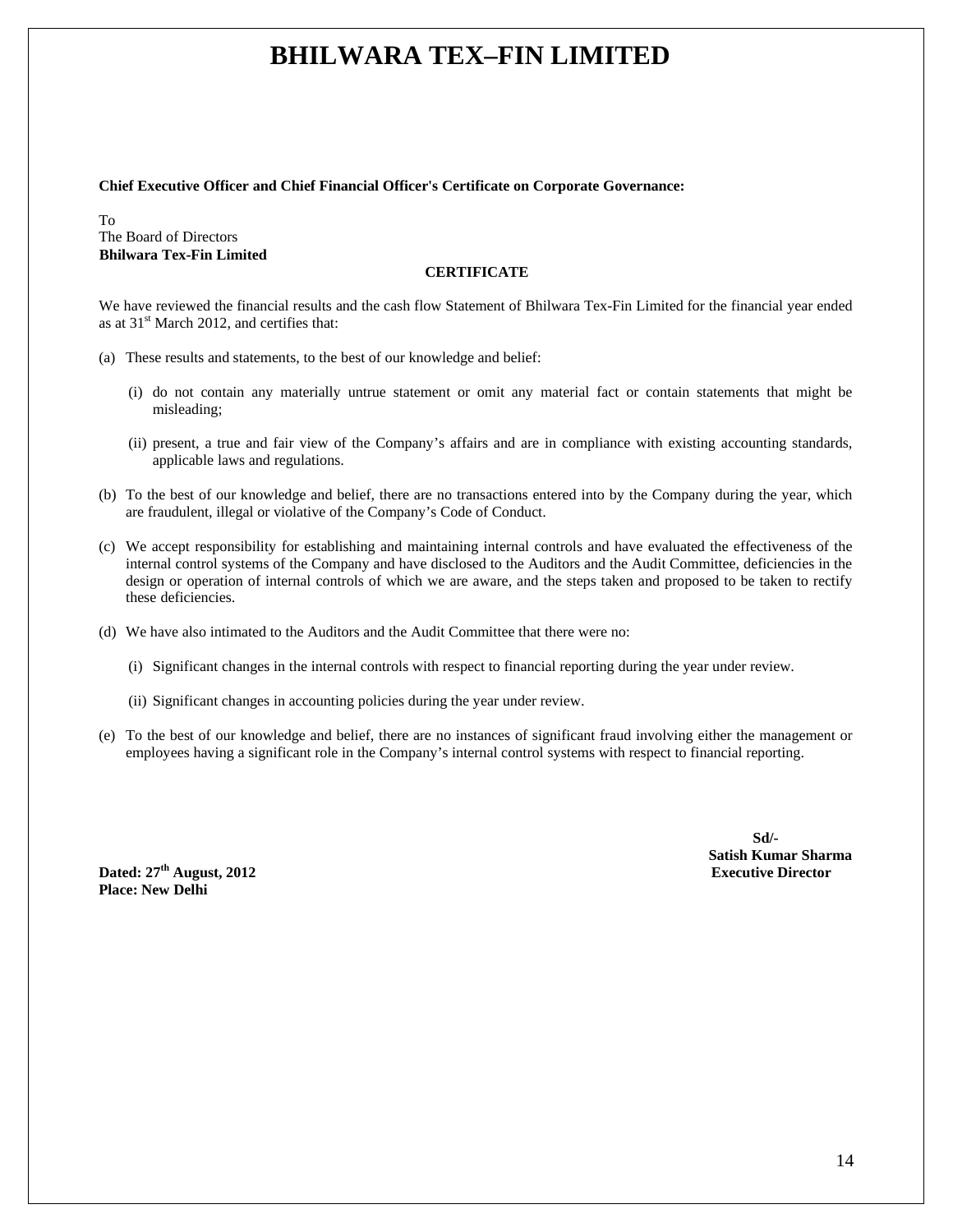# BHILWARA TEX–FIN LIMITED

**Chief Executive Officer and Chief Financial Officer's Certificate on Corporate Governance:**

To
The Board of Directors
**Bhilwara Tex-Fin Limited**

**CERTIFICATE**

We have reviewed the financial results and the cash flow Statement of Bhilwara Tex-Fin Limited for the financial year ended as at 31st March 2012, and certifies that:

(a) These results and statements, to the best of our knowledge and belief:

  (i) do not contain any materially untrue statement or omit any material fact or contain statements that might be misleading;

  (ii) present, a true and fair view of the Company's affairs and are in compliance with existing accounting standards, applicable laws and regulations.

(b) To the best of our knowledge and belief, there are no transactions entered into by the Company during the year, which are fraudulent, illegal or violative of the Company's Code of Conduct.

(c) We accept responsibility for establishing and maintaining internal controls and have evaluated the effectiveness of the internal control systems of the Company and have disclosed to the Auditors and the Audit Committee, deficiencies in the design or operation of internal controls of which we are aware, and the steps taken and proposed to be taken to rectify these deficiencies.

(d) We have also intimated to the Auditors and the Audit Committee that there were no:

  (i) Significant changes in the internal controls with respect to financial reporting during the year under review.

  (ii) Significant changes in accounting policies during the year under review.

(e) To the best of our knowledge and belief, there are no instances of significant fraud involving either the management or employees having a significant role in the Company's internal control systems with respect to financial reporting.

**Sd/-**
**Satish Kumar Sharma**
**Executive Director**

**Dated: 27th August, 2012**
**Place: New Delhi**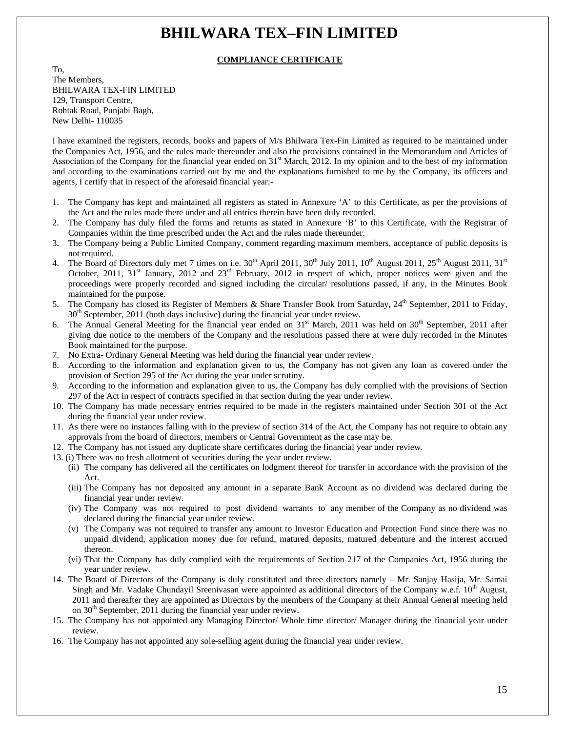# BHILWARA TEX–FIN LIMITED

**COMPLIANCE CERTIFICATE**

To,
The Members,
BHILWARA TEX-FIN LIMITED
129, Transport Centre,
Rohtak Road, Punjabi Bagh,
New Delhi- 110035

I have examined the registers, records, books and papers of M/s Bhilwara Tex-Fin Limited as required to be maintained under the Companies Act, 1956, and the rules made thereunder and also the provisions contained in the Memorandum and Articles of Association of the Company for the financial year ended on 31st March, 2012. In my opinion and to the best of my information and according to the examinations carried out by me and the explanations furnished to me by the Company, its officers and agents, I certify that in respect of the aforesaid financial year:-

1. The Company has kept and maintained all registers as stated in Annexure 'A' to this Certificate, as per the provisions of the Act and the rules made there under and all entries therein have been duly recorded.
2. The Company has duly filed the forms and returns as stated in Annexure 'B' to this Certificate, with the Registrar of Companies within the time prescribed under the Act and the rules made thereunder.
3. The Company being a Public Limited Company, comment regarding maximum members, acceptance of public deposits is not required.
4. The Board of Directors duly met 7 times on i.e. 30th April 2011, 30th July 2011, 10th August 2011, 25th August 2011, 31st October, 2011, 31st January, 2012 and 23rd February, 2012 in respect of which, proper notices were given and the proceedings were properly recorded and signed including the circular/ resolutions passed, if any, in the Minutes Book maintained for the purpose.
5. The Company has closed its Register of Members & Share Transfer Book from Saturday, 24th September, 2011 to Friday, 30th September, 2011 (both days inclusive) during the financial year under review.
6. The Annual General Meeting for the financial year ended on 31st March, 2011 was held on 30th September, 2011 after giving due notice to the members of the Company and the resolutions passed there at were duly recorded in the Minutes Book maintained for the purpose.
7. No Extra- Ordinary General Meeting was held during the financial year under review.
8. According to the information and explanation given to us, the Company has not given any loan as covered under the provision of Section 295 of the Act during the year under scrutiny.
9. According to the information and explanation given to us, the Company has duly complied with the provisions of Section 297 of the Act in respect of contracts specified in that section during the year under review.
10. The Company has made necessary entries required to be made in the registers maintained under Section 301 of the Act during the financial year under review.
11. As there were no instances falling with in the preview of section 314 of the Act, the Company has not require to obtain any approvals from the board of directors, members or Central Government as the case may be.
12. The Company has not issued any duplicate share certificates during the financial year under review.
13. (i) There was no fresh allotment of securities during the year under review.
    (ii) The company has delivered all the certificates on lodgment thereof for transfer in accordance with the provision of the Act.
    (iii) The Company has not deposited any amount in a separate Bank Account as no dividend was declared during the financial year under review.
    (iv) The Company was not required to post dividend warrants to any member of the Company as no dividend was declared during the financial year under review.
    (v) The Company was not required to transfer any amount to Investor Education and Protection Fund since there was no unpaid dividend, application money due for refund, matured deposits, matured debenture and the interest accrued thereon.
    (vi) That the Company has duly complied with the requirements of Section 217 of the Companies Act, 1956 during the year under review.
14. The Board of Directors of the Company is duly constituted and three directors namely – Mr. Sanjay Hasija, Mr. Samai Singh and Mr. Vadake Chundayil Sreenivasan were appointed as additional directors of the Company w.e.f. 10th August, 2011 and thereafter they are appointed as Directors by the members of the Company at their Annual General meeting held on 30th September, 2011 during the financial year under review.
15. The Company has not appointed any Managing Director/ Whole time director/ Manager during the financial year under review.
16. The Company has not appointed any sole-selling agent during the financial year under review.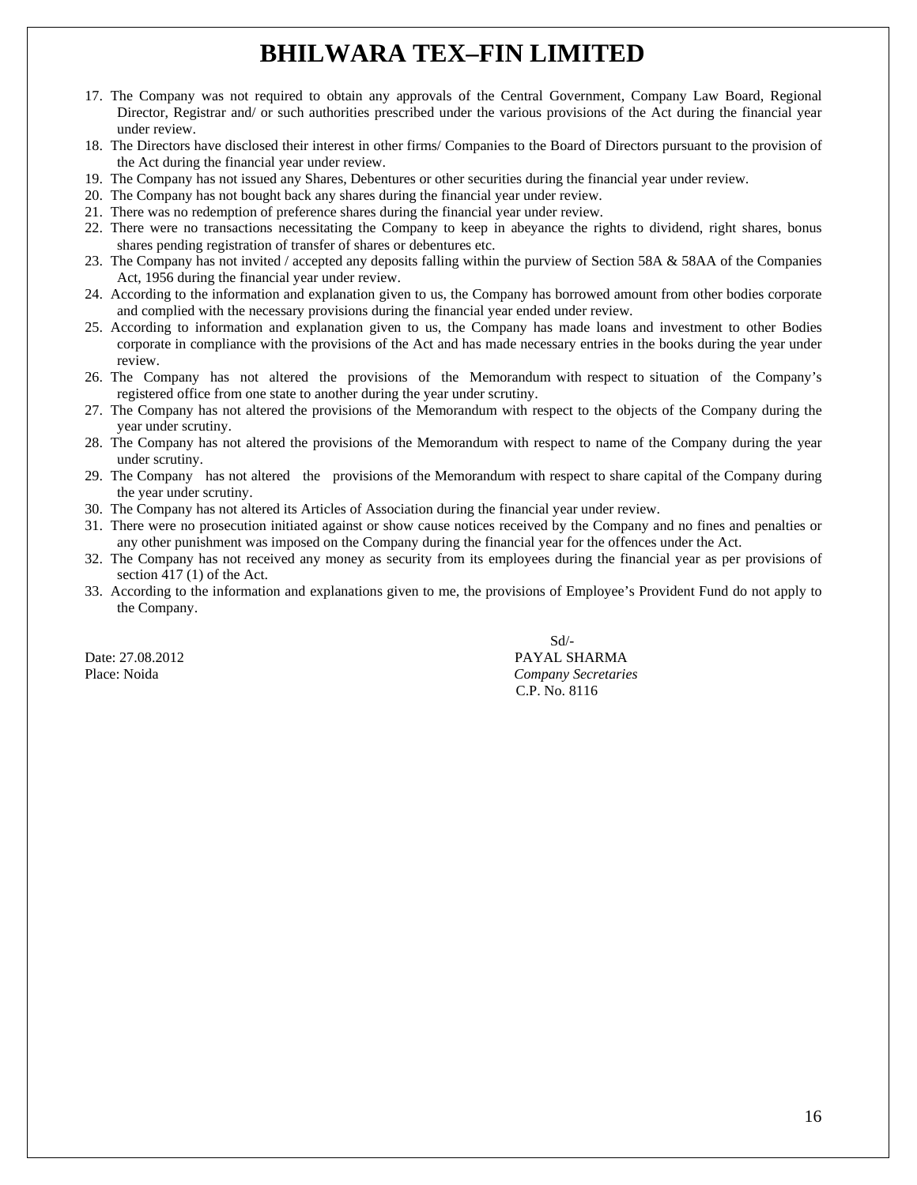17. The Company was not required to obtain any approvals of the Central Government, Company Law Board, Regional Director, Registrar and/ or such authorities prescribed under the various provisions of the Act during the financial year under review.
18. The Directors have disclosed their interest in other firms/ Companies to the Board of Directors pursuant to the provision of the Act during the financial year under review.
19. The Company has not issued any Shares, Debentures or other securities during the financial year under review.
20. The Company has not bought back any shares during the financial year under review.
21. There was no redemption of preference shares during the financial year under review.
22. There were no transactions necessitating the Company to keep in abeyance the rights to dividend, right shares, bonus shares pending registration of transfer of shares or debentures etc.
23. The Company has not invited / accepted any deposits falling within the purview of Section 58A & 58AA of the Companies Act, 1956 during the financial year under review.
24. According to the information and explanation given to us, the Company has borrowed amount from other bodies corporate and complied with the necessary provisions during the financial year ended under review.
25. According to information and explanation given to us, the Company has made loans and investment to other Bodies corporate in compliance with the provisions of the Act and has made necessary entries in the books during the year under review.
26. The Company has not altered the provisions of the Memorandum with respect to situation of the Company's registered office from one state to another during the year under scrutiny.
27. The Company has not altered the provisions of the Memorandum with respect to the objects of the Company during the year under scrutiny.
28. The Company has not altered the provisions of the Memorandum with respect to name of the Company during the year under scrutiny.
29. The Company has not altered the provisions of the Memorandum with respect to share capital of the Company during the year under scrutiny.
30. The Company has not altered its Articles of Association during the financial year under review.
31. There were no prosecution initiated against or show cause notices received by the Company and no fines and penalties or any other punishment was imposed on the Company during the financial year for the offences under the Act.
32. The Company has not received any money as security from its employees during the financial year as per provisions of section 417 (1) of the Act.
33. According to the information and explanations given to me, the provisions of Employee's Provident Fund do not apply to the Company.

Sd/-
PAYAL SHARMA
*Company Secretaries*
C.P. No. 8116

Date: 27.08.2012
Place: Noida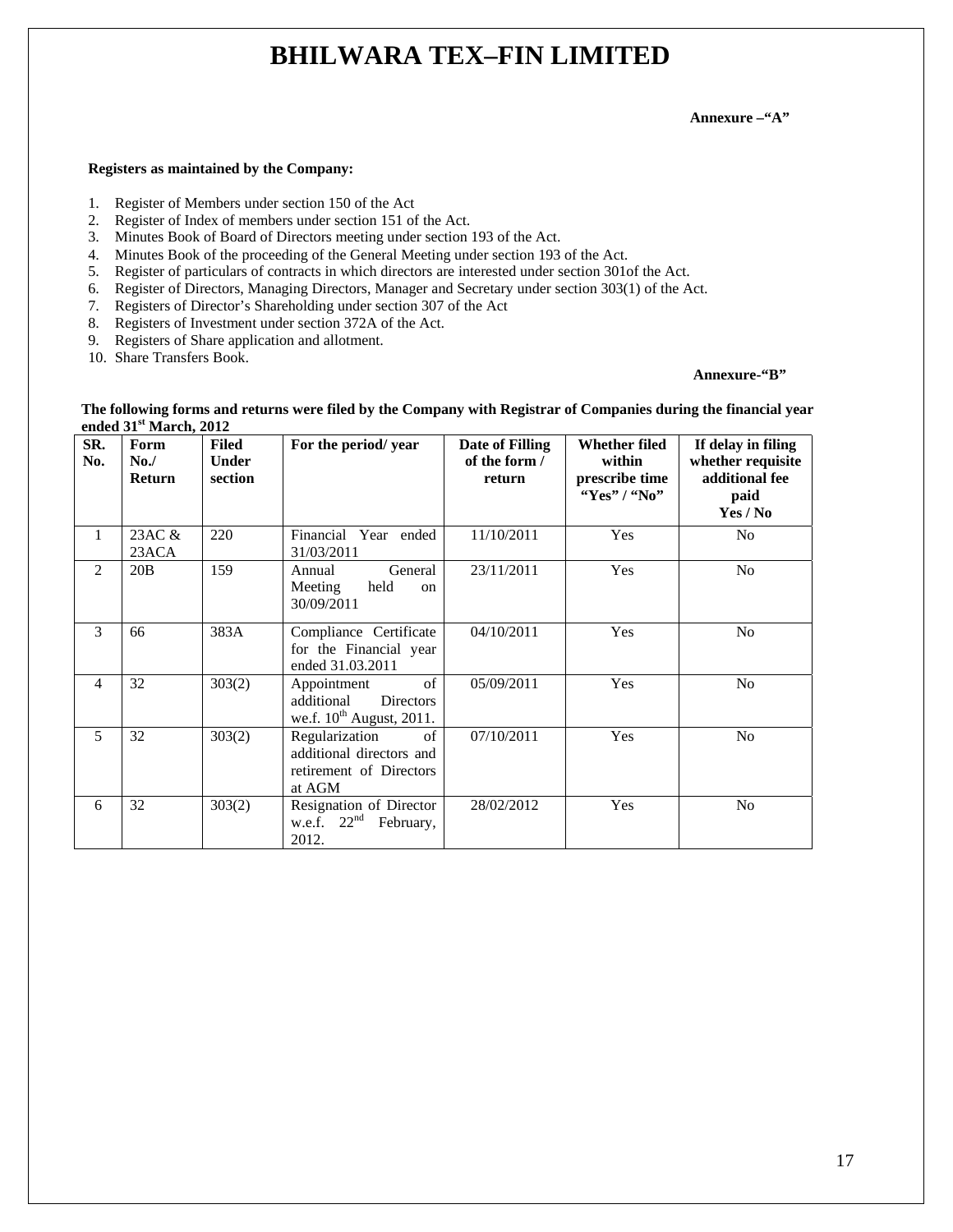# BHILWARA TEX–FIN LIMITED

**Annexure –"A"**

**Registers as maintained by the Company:**

1. Register of Members under section 150 of the Act
2. Register of Index of members under section 151 of the Act.
3. Minutes Book of Board of Directors meeting under section 193 of the Act.
4. Minutes Book of the proceeding of the General Meeting under section 193 of the Act.
5. Register of particulars of contracts in which directors are interested under section 301of the Act.
6. Register of Directors, Managing Directors, Manager and Secretary under section 303(1) of the Act.
7. Registers of Director's Shareholding under section 307 of the Act
8. Registers of Investment under section 372A of the Act.
9. Registers of Share application and allotment.
10. Share Transfers Book.

**Annexure-"B"**

**The following forms and returns were filed by the Company with Registrar of Companies during the financial year ended 31st March, 2012**

| SR. No. | Form No./ Return | Filed Under section | For the period/ year | Date of Filling of the form / return | Whether filed within prescribe time "Yes" / "No" | If delay in filing whether requisite additional fee paid Yes / No |
|---|---|---|---|---|---|---|
| 1 | 23AC & 23ACA | 220 | Financial Year ended 31/03/2011 | 11/10/2011 | Yes | No |
| 2 | 20B | 159 | Annual General Meeting held on 30/09/2011 | 23/11/2011 | Yes | No |
| 3 | 66 | 383A | Compliance Certificate for the Financial year ended 31.03.2011 | 04/10/2011 | Yes | No |
| 4 | 32 | 303(2) | Appointment of additional Directors we.f. 10th August, 2011. | 05/09/2011 | Yes | No |
| 5 | 32 | 303(2) | Regularization of additional directors and retirement of Directors at AGM | 07/10/2011 | Yes | No |
| 6 | 32 | 303(2) | Resignation of Director w.e.f. 22nd February, 2012. | 28/02/2012 | Yes | No |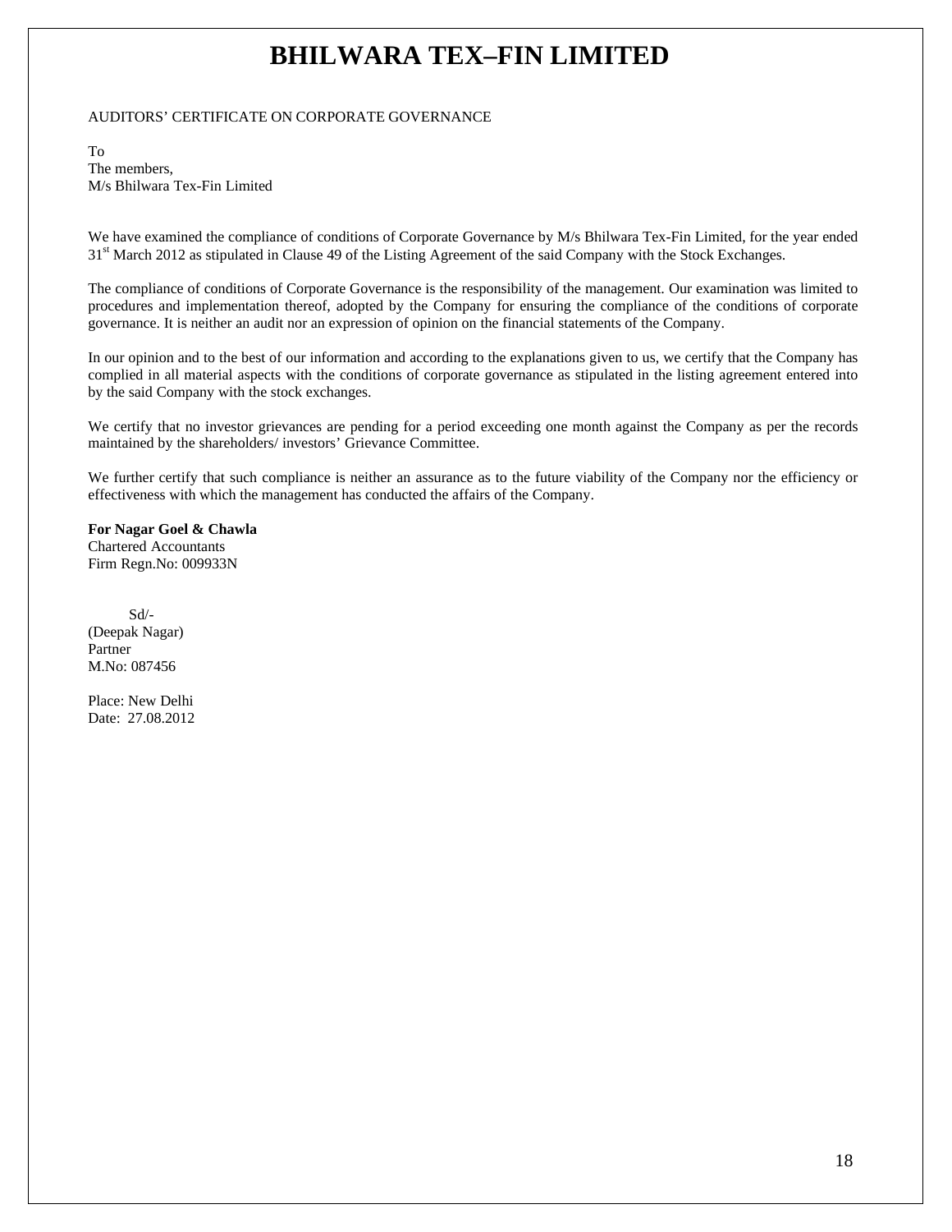# BHILWARA TEX–FIN LIMITED

AUDITORS' CERTIFICATE ON CORPORATE GOVERNANCE

To
The members,
M/s Bhilwara Tex-Fin Limited

We have examined the compliance of conditions of Corporate Governance by M/s Bhilwara Tex-Fin Limited, for the year ended 31st March 2012 as stipulated in Clause 49 of the Listing Agreement of the said Company with the Stock Exchanges.

The compliance of conditions of Corporate Governance is the responsibility of the management. Our examination was limited to procedures and implementation thereof, adopted by the Company for ensuring the compliance of the conditions of corporate governance. It is neither an audit nor an expression of opinion on the financial statements of the Company.

In our opinion and to the best of our information and according to the explanations given to us, we certify that the Company has complied in all material aspects with the conditions of corporate governance as stipulated in the listing agreement entered into by the said Company with the stock exchanges.

We certify that no investor grievances are pending for a period exceeding one month against the Company as per the records maintained by the shareholders/ investors' Grievance Committee.

We further certify that such compliance is neither an assurance as to the future viability of the Company nor the efficiency or effectiveness with which the management has conducted the affairs of the Company.

**For Nagar Goel & Chawla**
Chartered Accountants
Firm Regn.No: 009933N

Sd/-
(Deepak Nagar)
Partner
M.No: 087456

Place: New Delhi
Date: 27.08.2012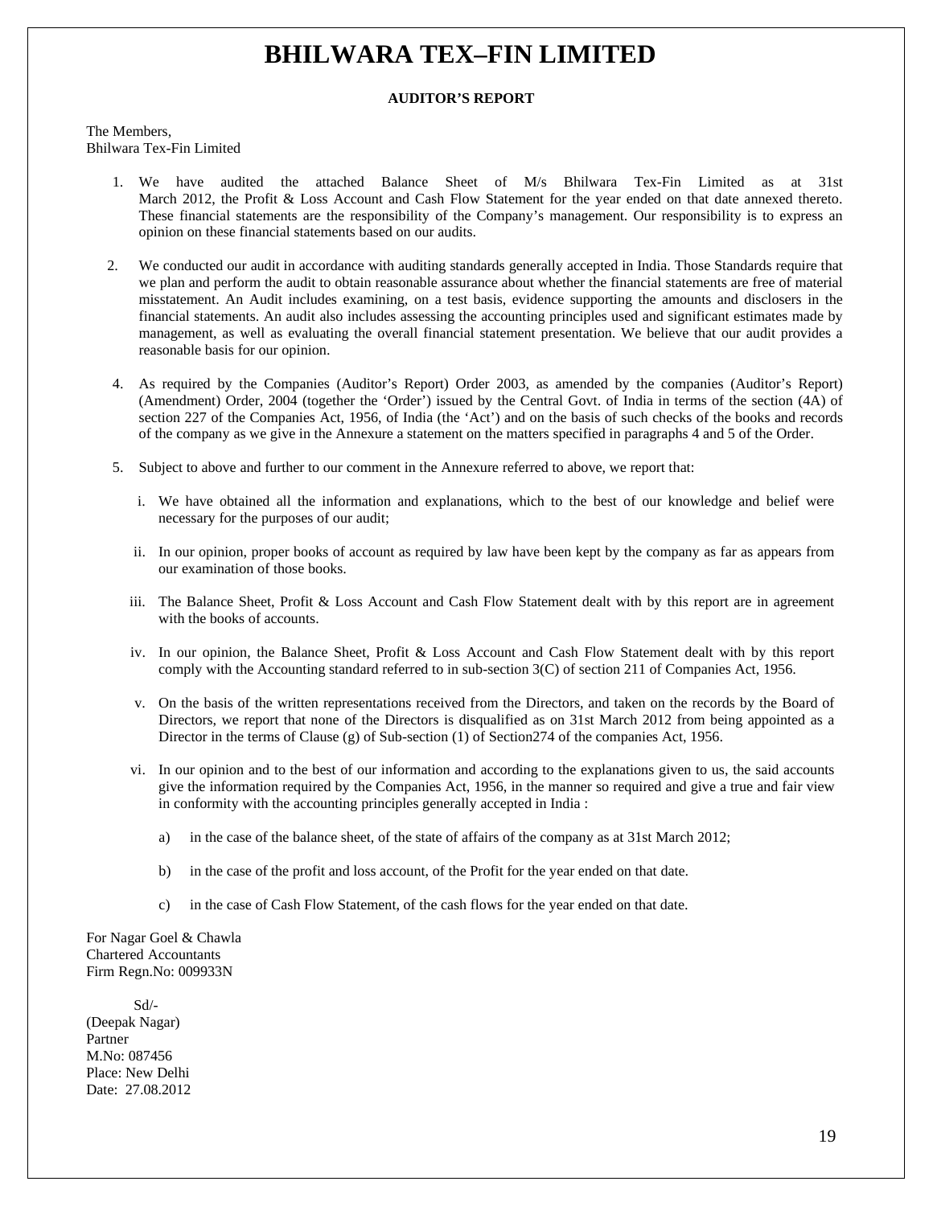# BHILWARA TEX–FIN LIMITED

**AUDITOR'S REPORT**

The Members,
Bhilwara Tex-Fin Limited

1. We have audited the attached Balance Sheet of M/s Bhilwara Tex-Fin Limited as at 31st March 2012, the Profit & Loss Account and Cash Flow Statement for the year ended on that date annexed thereto. These financial statements are the responsibility of the Company's management. Our responsibility is to express an opinion on these financial statements based on our audits.

2. We conducted our audit in accordance with auditing standards generally accepted in India. Those Standards require that we plan and perform the audit to obtain reasonable assurance about whether the financial statements are free of material misstatement. An Audit includes examining, on a test basis, evidence supporting the amounts and disclosers in the financial statements. An audit also includes assessing the accounting principles used and significant estimates made by management, as well as evaluating the overall financial statement presentation. We believe that our audit provides a reasonable basis for our opinion.

4. As required by the Companies (Auditor's Report) Order 2003, as amended by the companies (Auditor's Report) (Amendment) Order, 2004 (together the 'Order') issued by the Central Govt. of India in terms of the section (4A) of section 227 of the Companies Act, 1956, of India (the 'Act') and on the basis of such checks of the books and records of the company as we give in the Annexure a statement on the matters specified in paragraphs 4 and 5 of the Order.

5. Subject to above and further to our comment in the Annexure referred to above, we report that:

   i. We have obtained all the information and explanations, which to the best of our knowledge and belief were necessary for the purposes of our audit;

   ii. In our opinion, proper books of account as required by law have been kept by the company as far as appears from our examination of those books.

   iii. The Balance Sheet, Profit & Loss Account and Cash Flow Statement dealt with by this report are in agreement with the books of accounts.

   iv. In our opinion, the Balance Sheet, Profit & Loss Account and Cash Flow Statement dealt with by this report comply with the Accounting standard referred to in sub-section 3(C) of section 211 of Companies Act, 1956.

   v. On the basis of the written representations received from the Directors, and taken on the records by the Board of Directors, we report that none of the Directors is disqualified as on 31st March 2012 from being appointed as a Director in the terms of Clause (g) of Sub-section (1) of Section274 of the companies Act, 1956.

   vi. In our opinion and to the best of our information and according to the explanations given to us, the said accounts give the information required by the Companies Act, 1956, in the manner so required and give a true and fair view in conformity with the accounting principles generally accepted in India :

      a) in the case of the balance sheet, of the state of affairs of the company as at 31st March 2012;

      b) in the case of the profit and loss account, of the Profit for the year ended on that date.

      c) in the case of Cash Flow Statement, of the cash flows for the year ended on that date.

For Nagar Goel & Chawla
Chartered Accountants
Firm Regn.No: 009933N

Sd/-
(Deepak Nagar)
Partner
M.No: 087456
Place: New Delhi
Date: 27.08.2012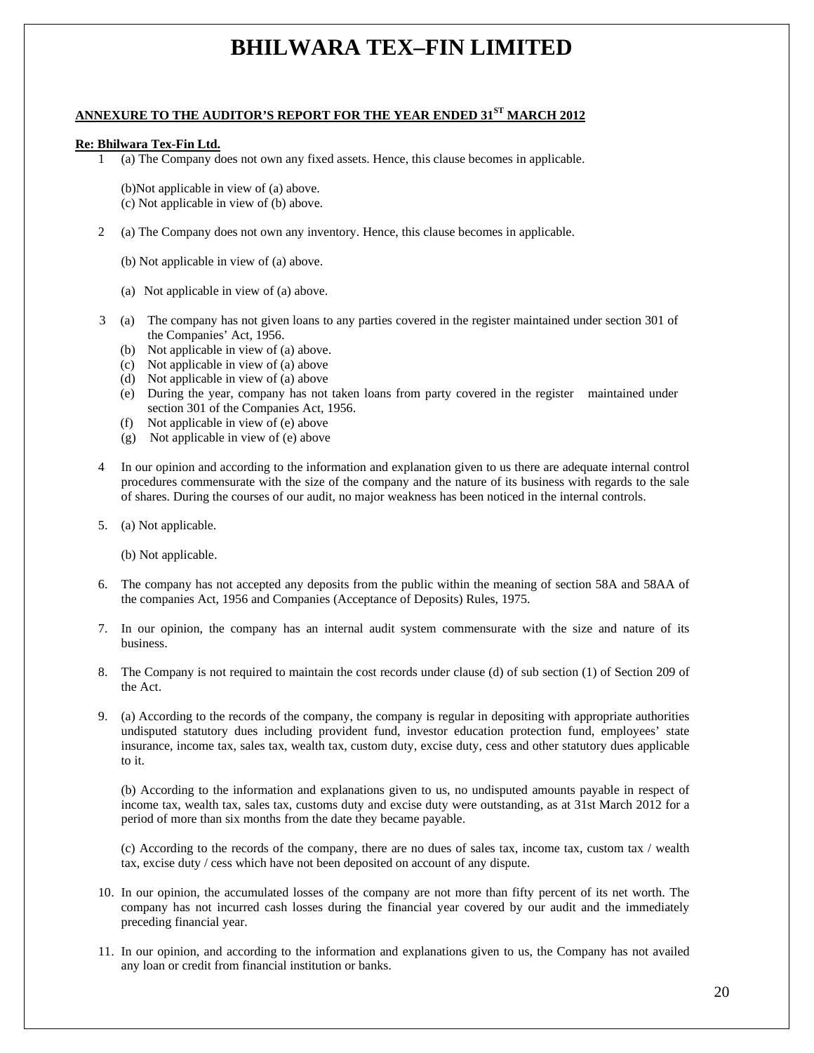# BHILWARA TEX–FIN LIMITED

**ANNEXURE TO THE AUDITOR'S REPORT FOR THE YEAR ENDED 31ST MARCH 2012**

**Re: Bhilwara Tex-Fin Ltd.**

1 (a) The Company does not own any fixed assets. Hence, this clause becomes in applicable.

(b)Not applicable in view of (a) above.
(c) Not applicable in view of (b) above.

2 (a) The Company does not own any inventory. Hence, this clause becomes in applicable.

(b) Not applicable in view of (a) above.

(a) Not applicable in view of (a) above.

3 (a) The company has not given loans to any parties covered in the register maintained under section 301 of the Companies' Act, 1956.
(b) Not applicable in view of (a) above.
(c) Not applicable in view of (a) above
(d) Not applicable in view of (a) above
(e) During the year, company has not taken loans from party covered in the register maintained under section 301 of the Companies Act, 1956.
(f) Not applicable in view of (e) above
(g) Not applicable in view of (e) above

4 In our opinion and according to the information and explanation given to us there are adequate internal control procedures commensurate with the size of the company and the nature of its business with regards to the sale of shares. During the courses of our audit, no major weakness has been noticed in the internal controls.

5. (a) Not applicable.

(b) Not applicable.

6. The company has not accepted any deposits from the public within the meaning of section 58A and 58AA of the companies Act, 1956 and Companies (Acceptance of Deposits) Rules, 1975.

7. In our opinion, the company has an internal audit system commensurate with the size and nature of its business.

8. The Company is not required to maintain the cost records under clause (d) of sub section (1) of Section 209 of the Act.

9. (a) According to the records of the company, the company is regular in depositing with appropriate authorities undisputed statutory dues including provident fund, investor education protection fund, employees' state insurance, income tax, sales tax, wealth tax, custom duty, excise duty, cess and other statutory dues applicable to it.

(b) According to the information and explanations given to us, no undisputed amounts payable in respect of income tax, wealth tax, sales tax, customs duty and excise duty were outstanding, as at 31st March 2012 for a period of more than six months from the date they became payable.

(c) According to the records of the company, there are no dues of sales tax, income tax, custom tax / wealth tax, excise duty / cess which have not been deposited on account of any dispute.

10. In our opinion, the accumulated losses of the company are not more than fifty percent of its net worth. The company has not incurred cash losses during the financial year covered by our audit and the immediately preceding financial year.

11. In our opinion, and according to the information and explanations given to us, the Company has not availed any loan or credit from financial institution or banks.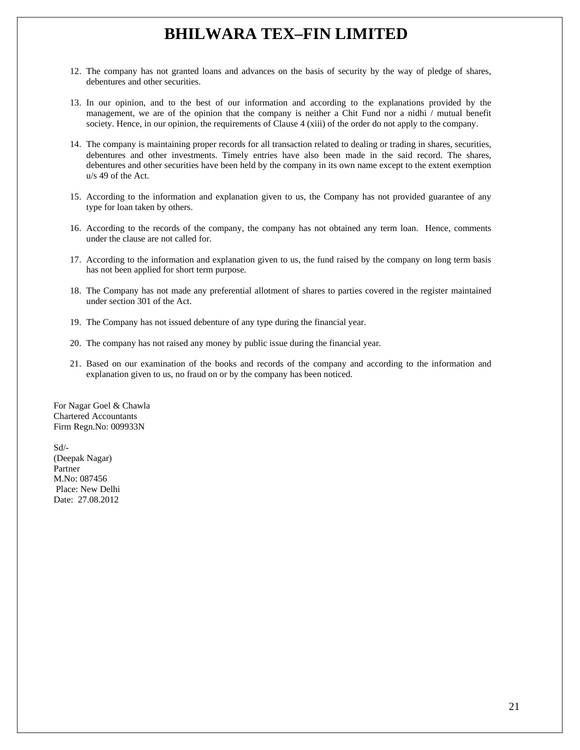# BHILWARA TEX–FIN LIMITED

12. The company has not granted loans and advances on the basis of security by the way of pledge of shares, debentures and other securities.

13. In our opinion, and to the best of our information and according to the explanations provided by the management, we are of the opinion that the company is neither a Chit Fund nor a nidhi / mutual benefit society. Hence, in our opinion, the requirements of Clause 4 (xiii) of the order do not apply to the company.

14. The company is maintaining proper records for all transaction related to dealing or trading in shares, securities, debentures and other investments. Timely entries have also been made in the said record. The shares, debentures and other securities have been held by the company in its own name except to the extent exemption u/s 49 of the Act.

15. According to the information and explanation given to us, the Company has not provided guarantee of any type for loan taken by others.

16. According to the records of the company, the company has not obtained any term loan. Hence, comments under the clause are not called for.

17. According to the information and explanation given to us, the fund raised by the company on long term basis has not been applied for short term purpose.

18. The Company has not made any preferential allotment of shares to parties covered in the register maintained under section 301 of the Act.

19. The Company has not issued debenture of any type during the financial year.

20. The company has not raised any money by public issue during the financial year.

21. Based on our examination of the books and records of the company and according to the information and explanation given to us, no fraud on or by the company has been noticed.

For Nagar Goel & Chawla
Chartered Accountants
Firm Regn.No: 009933N

Sd/-
(Deepak Nagar)
Partner
M.No: 087456
Place: New Delhi
Date: 27.08.2012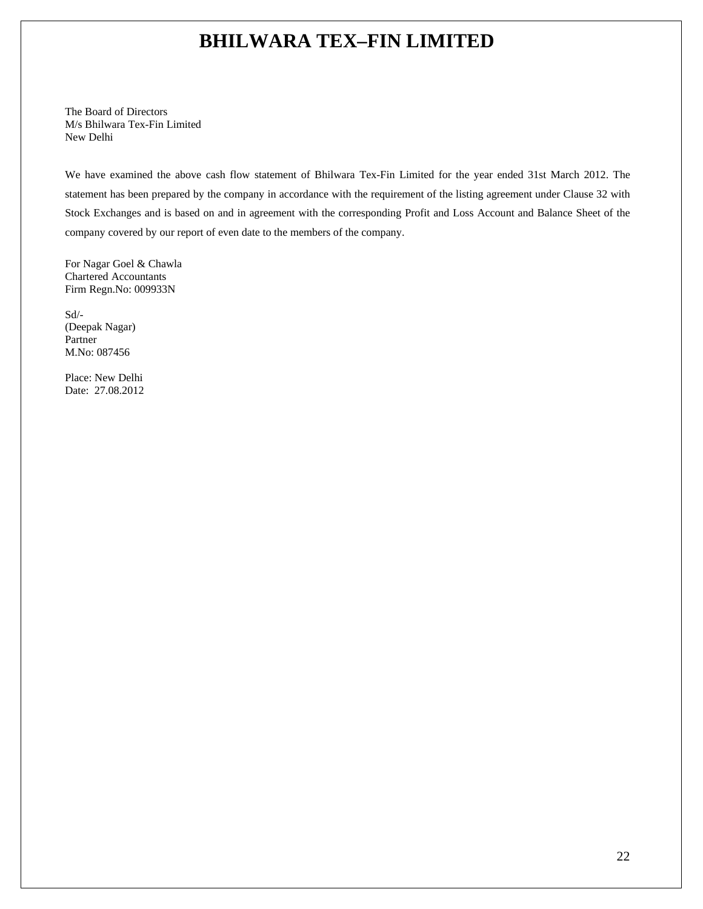# BHILWARA TEX–FIN LIMITED

The Board of Directors
M/s Bhilwara Tex-Fin Limited
New Delhi

We have examined the above cash flow statement of Bhilwara Tex-Fin Limited for the year ended 31st March 2012. The statement has been prepared by the company in accordance with the requirement of the listing agreement under Clause 32 with Stock Exchanges and is based on and in agreement with the corresponding Profit and Loss Account and Balance Sheet of the company covered by our report of even date to the members of the company.

For Nagar Goel & Chawla
Chartered Accountants
Firm Regn.No: 009933N

Sd/-
(Deepak Nagar)
Partner
M.No: 087456

Place: New Delhi
Date: 27.08.2012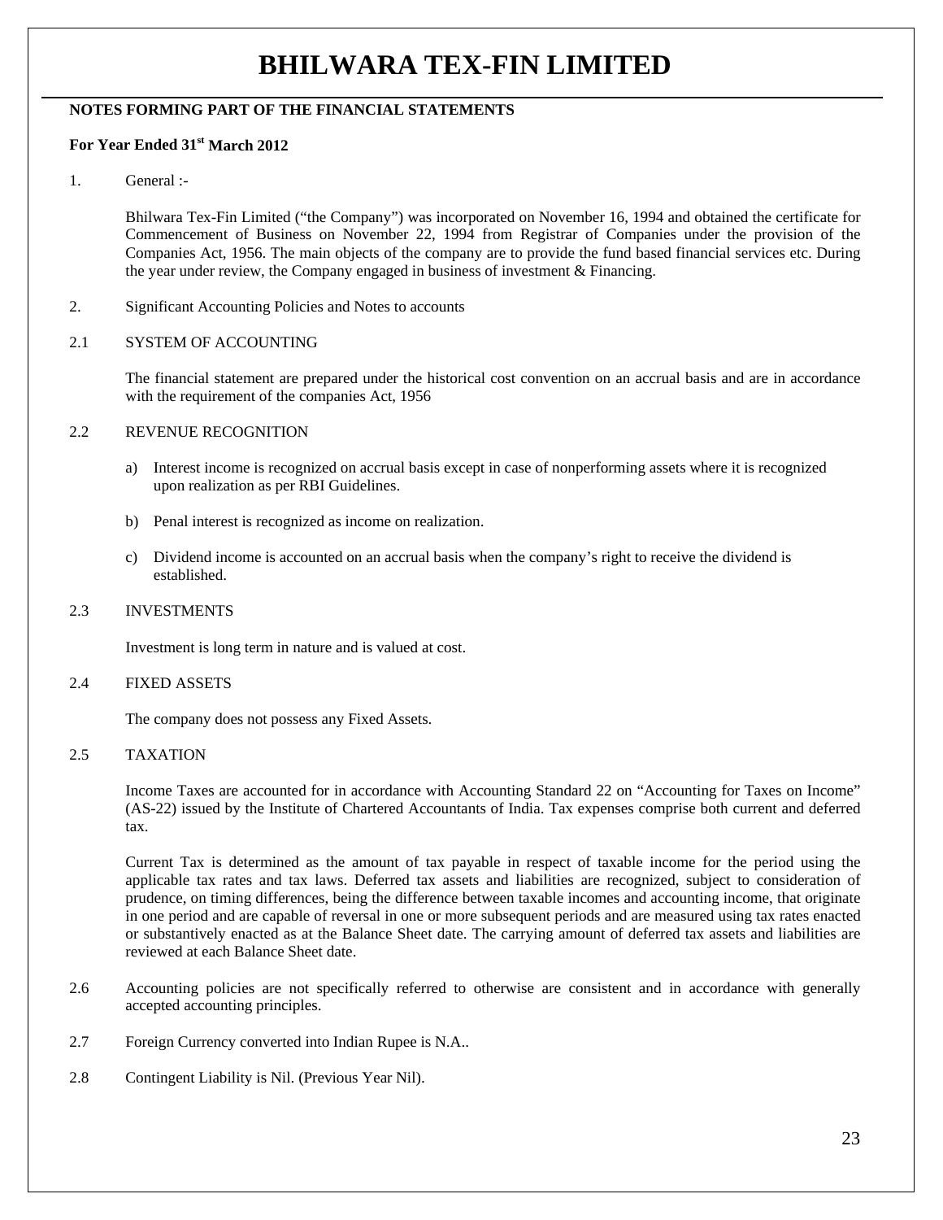# BHILWARA TEX-FIN LIMITED

**NOTES FORMING PART OF THE FINANCIAL STATEMENTS**

**For Year Ended 31st March 2012**

1. General :-

   Bhilwara Tex-Fin Limited ("the Company") was incorporated on November 16, 1994 and obtained the certificate for Commencement of Business on November 22, 1994 from Registrar of Companies under the provision of the Companies Act, 1956. The main objects of the company are to provide the fund based financial services etc. During the year under review, the Company engaged in business of investment & Financing.

2. Significant Accounting Policies and Notes to accounts

2.1 SYSTEM OF ACCOUNTING

   The financial statement are prepared under the historical cost convention on an accrual basis and are in accordance with the requirement of the companies Act, 1956

2.2 REVENUE RECOGNITION

   a) Interest income is recognized on accrual basis except in case of nonperforming assets where it is recognized upon realization as per RBI Guidelines.

   b) Penal interest is recognized as income on realization.

   c) Dividend income is accounted on an accrual basis when the company's right to receive the dividend is established.

2.3 INVESTMENTS

   Investment is long term in nature and is valued at cost.

2.4 FIXED ASSETS

   The company does not possess any Fixed Assets.

2.5 TAXATION

   Income Taxes are accounted for in accordance with Accounting Standard 22 on "Accounting for Taxes on Income" (AS-22) issued by the Institute of Chartered Accountants of India. Tax expenses comprise both current and deferred tax.

   Current Tax is determined as the amount of tax payable in respect of taxable income for the period using the applicable tax rates and tax laws. Deferred tax assets and liabilities are recognized, subject to consideration of prudence, on timing differences, being the difference between taxable incomes and accounting income, that originate in one period and are capable of reversal in one or more subsequent periods and are measured using tax rates enacted or substantively enacted as at the Balance Sheet date. The carrying amount of deferred tax assets and liabilities are reviewed at each Balance Sheet date.

2.6 Accounting policies are not specifically referred to otherwise are consistent and in accordance with generally accepted accounting principles.

2.7 Foreign Currency converted into Indian Rupee is N.A..

2.8 Contingent Liability is Nil. (Previous Year Nil).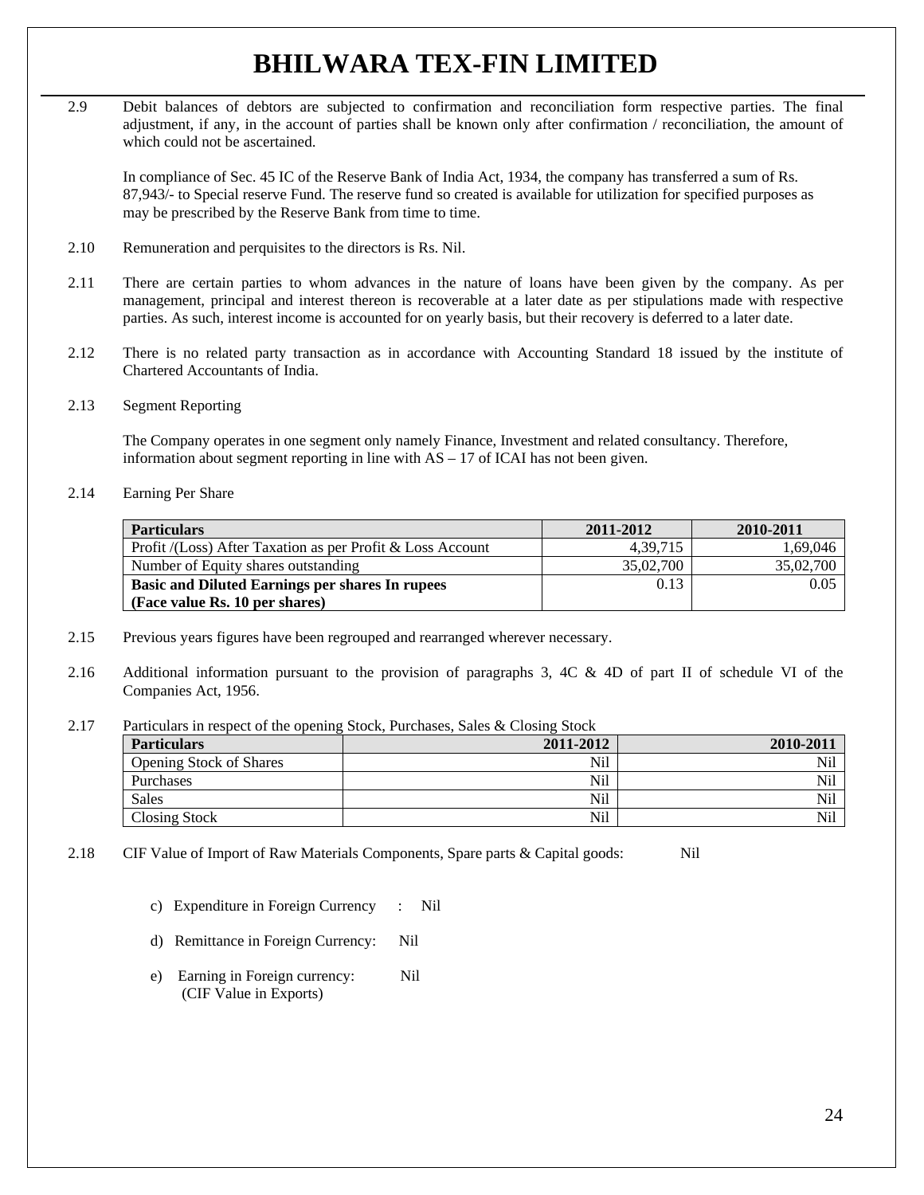2.9 Debit balances of debtors are subjected to confirmation and reconciliation form respective parties. The final adjustment, if any, in the account of parties shall be known only after confirmation / reconciliation, the amount of which could not be ascertained.

In compliance of Sec. 45 IC of the Reserve Bank of India Act, 1934, the company has transferred a sum of Rs. 87,943/- to Special reserve Fund. The reserve fund so created is available for utilization for specified purposes as may be prescribed by the Reserve Bank from time to time.

2.10 Remuneration and perquisites to the directors is Rs. Nil.

2.11 There are certain parties to whom advances in the nature of loans have been given by the company. As per management, principal and interest thereon is recoverable at a later date as per stipulations made with respective parties. As such, interest income is accounted for on yearly basis, but their recovery is deferred to a later date.

2.12 There is no related party transaction as in accordance with Accounting Standard 18 issued by the institute of Chartered Accountants of India.

2.13 Segment Reporting

The Company operates in one segment only namely Finance, Investment and related consultancy. Therefore, information about segment reporting in line with AS – 17 of ICAI has not been given.

2.14 Earning Per Share

| Particulars | 2011-2012 | 2010-2011 |
|---|---|---|
| Profit /(Loss) After Taxation as per Profit & Loss Account | 4,39,715 | 1,69,046 |
| Number of Equity shares outstanding | 35,02,700 | 35,02,700 |
| **Basic and Diluted Earnings per shares In rupees (Face value Rs. 10 per shares)** | 0.13 | 0.05 |

2.15 Previous years figures have been regrouped and rearranged wherever necessary.

2.16 Additional information pursuant to the provision of paragraphs 3, 4C & 4D of part II of schedule VI of the Companies Act, 1956.

2.17 Particulars in respect of the opening Stock, Purchases, Sales & Closing Stock

| Particulars | 2011-2012 | 2010-2011 |
|---|---|---|
| Opening Stock of Shares | Nil | Nil |
| Purchases | Nil | Nil |
| Sales | Nil | Nil |
| Closing Stock | Nil | Nil |

2.18 CIF Value of Import of Raw Materials Components, Spare parts & Capital goods: Nil

c) Expenditure in Foreign Currency : Nil

d) Remittance in Foreign Currency: Nil

e) Earning in Foreign currency: Nil
(CIF Value in Exports)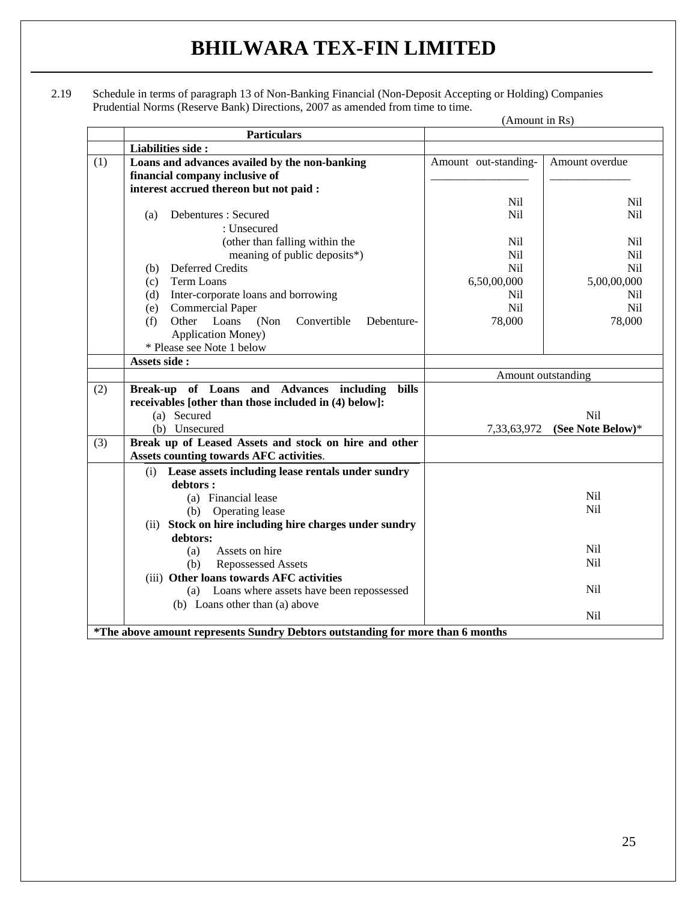# BHILWARA TEX-FIN LIMITED

2.19 Schedule in terms of paragraph 13 of Non-Banking Financial (Non-Deposit Accepting or Holding) Companies Prudential Norms (Reserve Bank) Directions, 2007 as amended from time to time.

(Amount in Rs)

| | Particulars | | |
|---|---|---|---|
| | **Liabilities side :** | | |
| (1) | **Loans and advances availed by the non-banking financial company inclusive of interest accrued thereon but not paid :** | Amount out-standing- | Amount overdue |
| | | Nil | Nil |
| | (a) Debentures : Secured | Nil | Nil |
| | : Unsecured (other than falling within the | Nil | Nil |
| | meaning of public deposits*) | Nil | Nil |
| | (b) Deferred Credits | Nil | Nil |
| | (c) Term Loans | 6,50,00,000 | 5,00,00,000 |
| | (d) Inter-corporate loans and borrowing | Nil | Nil |
| | (e) Commercial Paper | Nil | Nil |
| | (f) Other Loans (Non Convertible Debenture-Application Money) | 78,000 | 78,000 |
| | * Please see Note 1 below | | |
| | **Assets side :** | | |
| | | Amount outstanding | |
| (2) | **Break-up of Loans and Advances including bills receivables [other than those included in (4) below]:** | | |
| | (a) Secured | | Nil |
| | (b) Unsecured | 7,33,63,972 | **(See Note Below)*** |
| (3) | **Break up of Leased Assets and stock on hire and other Assets counting towards AFC activities**. | | |
| | (i) **Lease assets including lease rentals under sundry debtors :** | | |
| | (a) Financial lease | | Nil |
| | (b) Operating lease | | Nil |
| | (ii) **Stock on hire including hire charges under sundry debtors:** | | |
| | (a) Assets on hire | | Nil |
| | (b) Repossessed Assets | | Nil |
| | (iii) **Other loans towards AFC activities** | | |
| | (a) Loans where assets have been repossessed | | Nil |
| | (b) Loans other than (a) above | | Nil |

***The above amount represents Sundry Debtors outstanding for more than 6 months**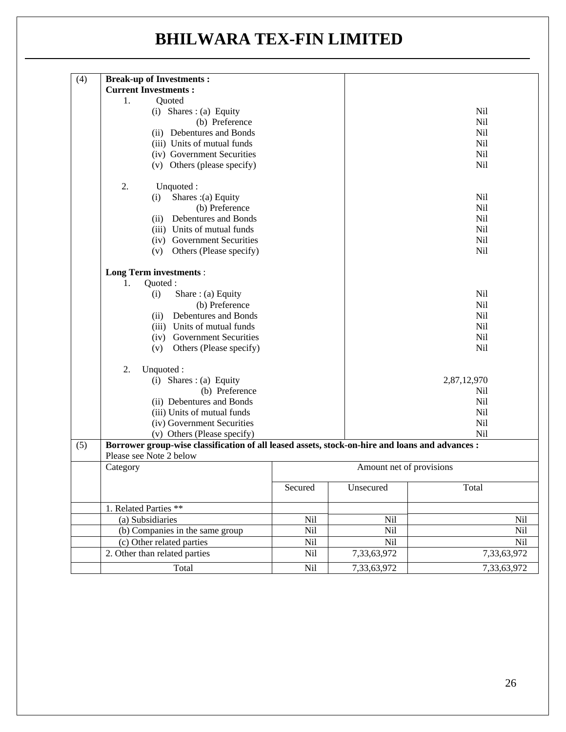# BHILWARA TEX-FIN LIMITED

| (4) | **Break-up of Investments :** | |
|---|---|---|
| | **Current Investments :** | |
| | 1. Quoted | |
| | (i) Shares : (a) Equity | Nil |
| | (b) Preference | Nil |
| | (ii) Debentures and Bonds | Nil |
| | (iii) Units of mutual funds | Nil |
| | (iv) Government Securities | Nil |
| | (v) Others (please specify) | Nil |
| | 2. Unquoted : | |
| | (i) Shares :(a) Equity | Nil |
| | (b) Preference | Nil |
| | (ii) Debentures and Bonds | Nil |
| | (iii) Units of mutual funds | Nil |
| | (iv) Government Securities | Nil |
| | (v) Others (Please specify) | Nil |
| | **Long Term investments** : | |
| | 1. Quoted : | |
| | (i) Share : (a) Equity | Nil |
| | (b) Preference | Nil |
| | (ii) Debentures and Bonds | Nil |
| | (iii) Units of mutual funds | Nil |
| | (iv) Government Securities | Nil |
| | (v) Others (Please specify) | Nil |
| | 2. Unquoted : | |
| | (i) Shares : (a) Equity | 2,87,12,970 |
| | (b) Preference | Nil |
| | (ii) Debentures and Bonds | Nil |
| | (iii) Units of mutual funds | Nil |
| | (iv) Government Securities | Nil |
| | (v) Others (Please specify) | Nil |

| (5) | **Borrower group-wise classification of all leased assets, stock-on-hire and loans and advances :** Please see Note 2 below | | | |
|---|---|---|---|---|
| | Category | Amount net of provisions | | |
| | | Secured | Unsecured | Total |
| | 1. Related Parties ** | | | |
| | (a) Subsidiaries | Nil | Nil | Nil |
| | (b) Companies in the same group | Nil | Nil | Nil |
| | (c) Other related parties | Nil | Nil | Nil |
| | 2. Other than related parties | Nil | 7,33,63,972 | 7,33,63,972 |
| | Total | Nil | 7,33,63,972 | 7,33,63,972 |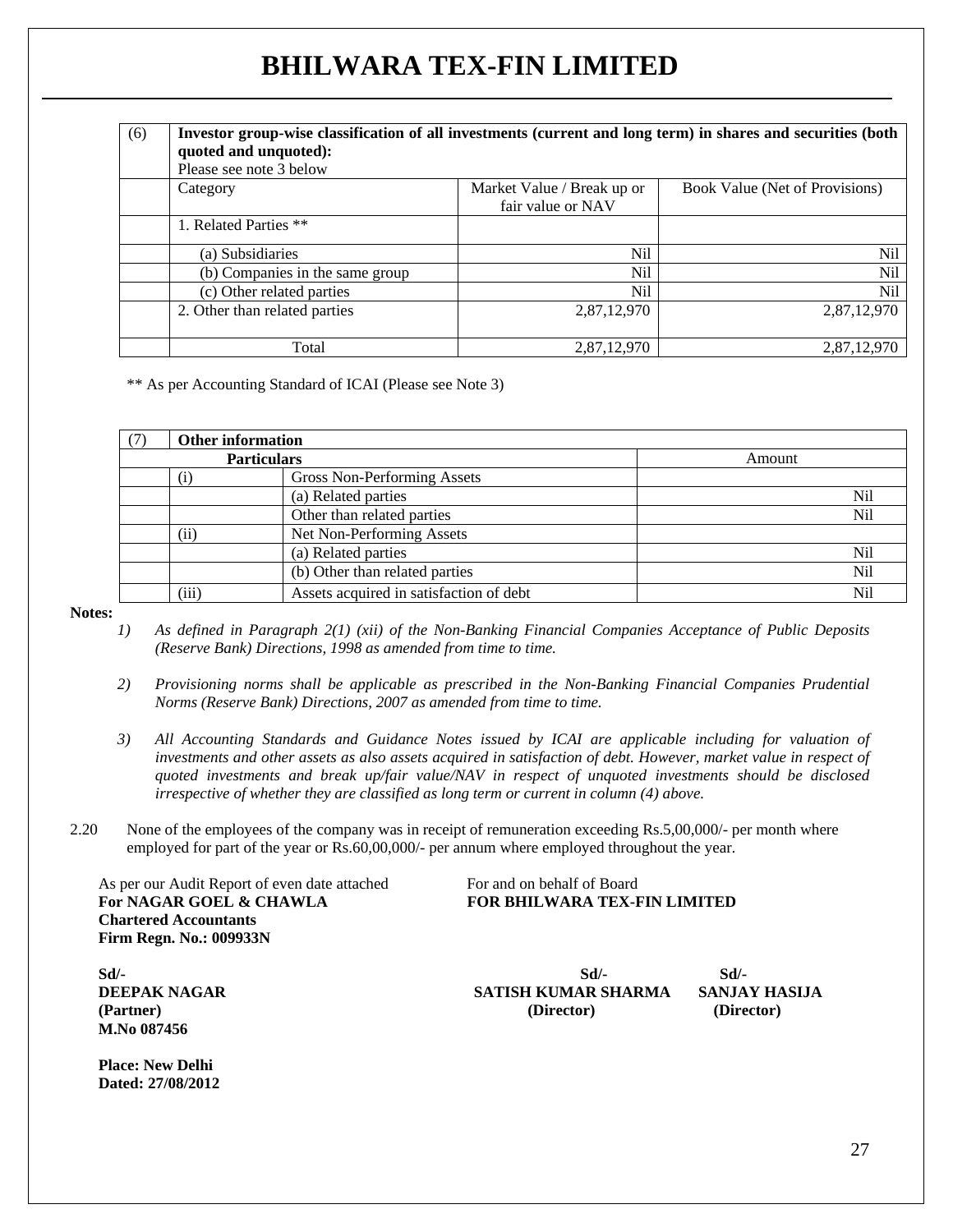# BHILWARA TEX-FIN LIMITED

| (6) | **Investor group-wise classification of all investments (current and long term) in shares and securities (both quoted and unquoted):** Please see note 3 below | | |
|---|---|---|---|
| | Category | Market Value / Break up or fair value or NAV | Book Value (Net of Provisions) |
| | 1. Related Parties ** | | |
| | (a) Subsidiaries | Nil | Nil |
| | (b) Companies in the same group | Nil | Nil |
| | (c) Other related parties | Nil | Nil |
| | 2. Other than related parties | 2,87,12,970 | 2,87,12,970 |
| | Total | 2,87,12,970 | 2,87,12,970 |

** As per Accounting Standard of ICAI (Please see Note 3)

| (7) | **Other information** | | |
|---|---|---|---|
| **Particulars** | | | Amount |
| | (i) | Gross Non-Performing Assets | |
| | | (a) Related parties | Nil |
| | | Other than related parties | Nil |
| | (ii) | Net Non-Performing Assets | |
| | | (a) Related parties | Nil |
| | | (b) Other than related parties | Nil |
| | (iii) | Assets acquired in satisfaction of debt | Nil |

**Notes:**

1) *As defined in Paragraph 2(1) (xii) of the Non-Banking Financial Companies Acceptance of Public Deposits (Reserve Bank) Directions, 1998 as amended from time to time.*

2) *Provisioning norms shall be applicable as prescribed in the Non-Banking Financial Companies Prudential Norms (Reserve Bank) Directions, 2007 as amended from time to time.*

3) *All Accounting Standards and Guidance Notes issued by ICAI are applicable including for valuation of investments and other assets as also assets acquired in satisfaction of debt. However, market value in respect of quoted investments and break up/fair value/NAV in respect of unquoted investments should be disclosed irrespective of whether they are classified as long term or current in column (4) above.*

2.20 None of the employees of the company was in receipt of remuneration exceeding Rs.5,00,000/- per month where employed for part of the year or Rs.60,00,000/- per annum where employed throughout the year.

As per our Audit Report of even date attached
**For NAGAR GOEL & CHAWLA**
**Chartered Accountants**
**Firm Regn. No.: 009933N**

**Sd/-**
**DEEPAK NAGAR**
**(Partner)**
**M.No 087456**

**Place: New Delhi**
**Dated: 27/08/2012**

For and on behalf of Board
**FOR BHILWARA TEX-FIN LIMITED**

**Sd/-**
**SATISH KUMAR SHARMA**
**(Director)**

**Sd/-**
**SANJAY HASIJA**
**(Director)**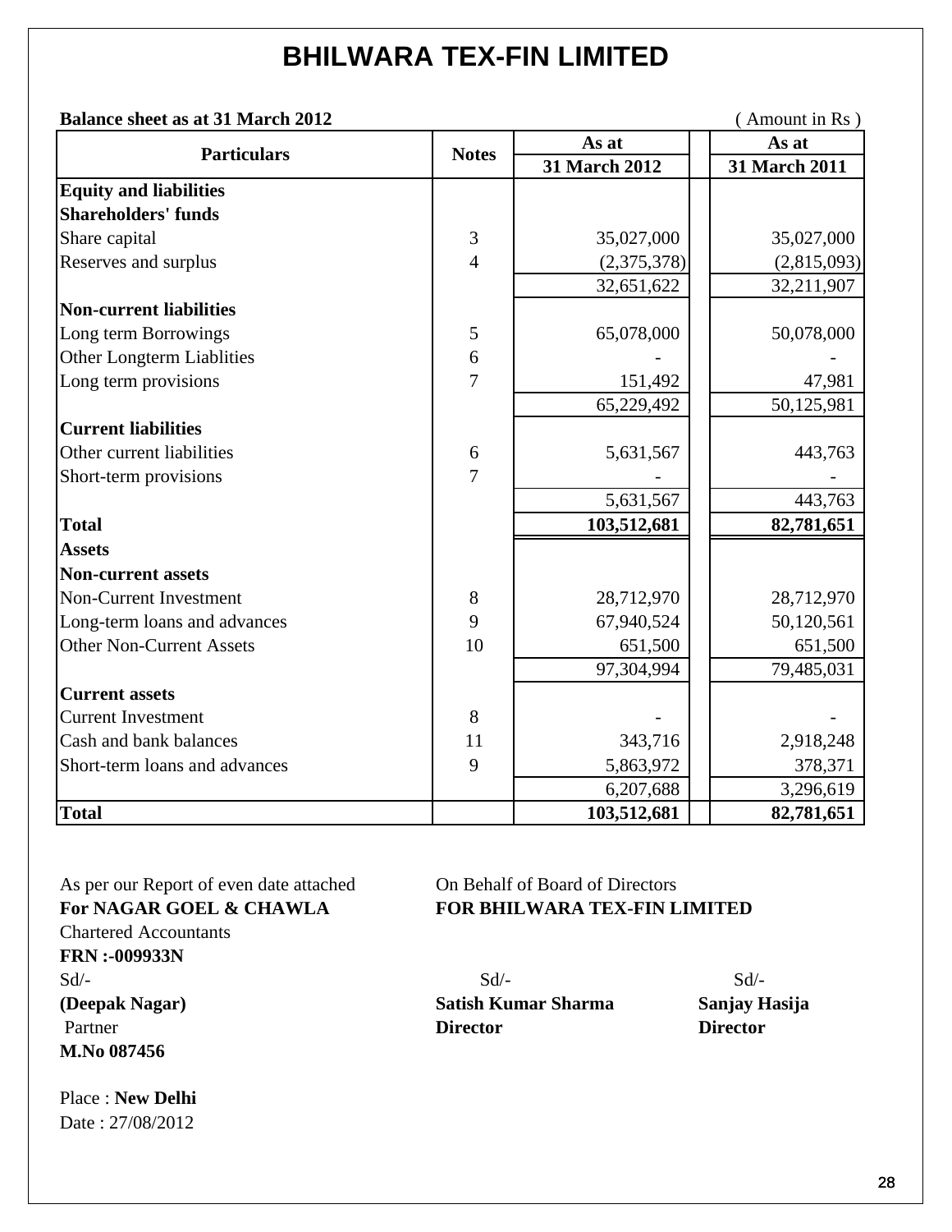# BHILWARA TEX-FIN LIMITED

**Balance sheet as at 31 March 2012** ( Amount in Rs )

| Particulars | Notes | As at 31 March 2012 | As at 31 March 2011 |
|---|---|---|---|
| **Equity and liabilities** | | | |
| **Shareholders' funds** | | | |
| Share capital | 3 | 35,027,000 | 35,027,000 |
| Reserves and surplus | 4 | (2,375,378) | (2,815,093) |
| | | 32,651,622 | 32,211,907 |
| **Non-current liabilities** | | | |
| Long term Borrowings | 5 | 65,078,000 | 50,078,000 |
| Other Longterm Liablities | 6 | - | - |
| Long term provisions | 7 | 151,492 | 47,981 |
| | | 65,229,492 | 50,125,981 |
| **Current liabilities** | | | |
| Other current liabilities | 6 | 5,631,567 | 443,763 |
| Short-term provisions | 7 | - | - |
| | | 5,631,567 | 443,763 |
| **Total** | | **103,512,681** | **82,781,651** |
| **Assets** | | | |
| **Non-current assets** | | | |
| Non-Current Investment | 8 | 28,712,970 | 28,712,970 |
| Long-term loans and advances | 9 | 67,940,524 | 50,120,561 |
| Other Non-Current Assets | 10 | 651,500 | 651,500 |
| | | 97,304,994 | 79,485,031 |
| **Current assets** | | | |
| Current Investment | 8 | - | - |
| Cash and bank balances | 11 | 343,716 | 2,918,248 |
| Short-term loans and advances | 9 | 5,863,972 | 378,371 |
| | | 6,207,688 | 3,296,619 |
| **Total** | | **103,512,681** | **82,781,651** |

As per our Report of even date attached
**For NAGAR GOEL & CHAWLA**
Chartered Accountants
**FRN :-009933N**
Sd/-
**(Deepak Nagar)**
Partner
**M.No 087456**

On Behalf of Board of Directors
**FOR BHILWARA TEX-FIN LIMITED**

Sd/-
**Satish Kumar Sharma**
**Director**

Sd/-
**Sanjay Hasija**
**Director**

Place : **New Delhi**
Date : 27/08/2012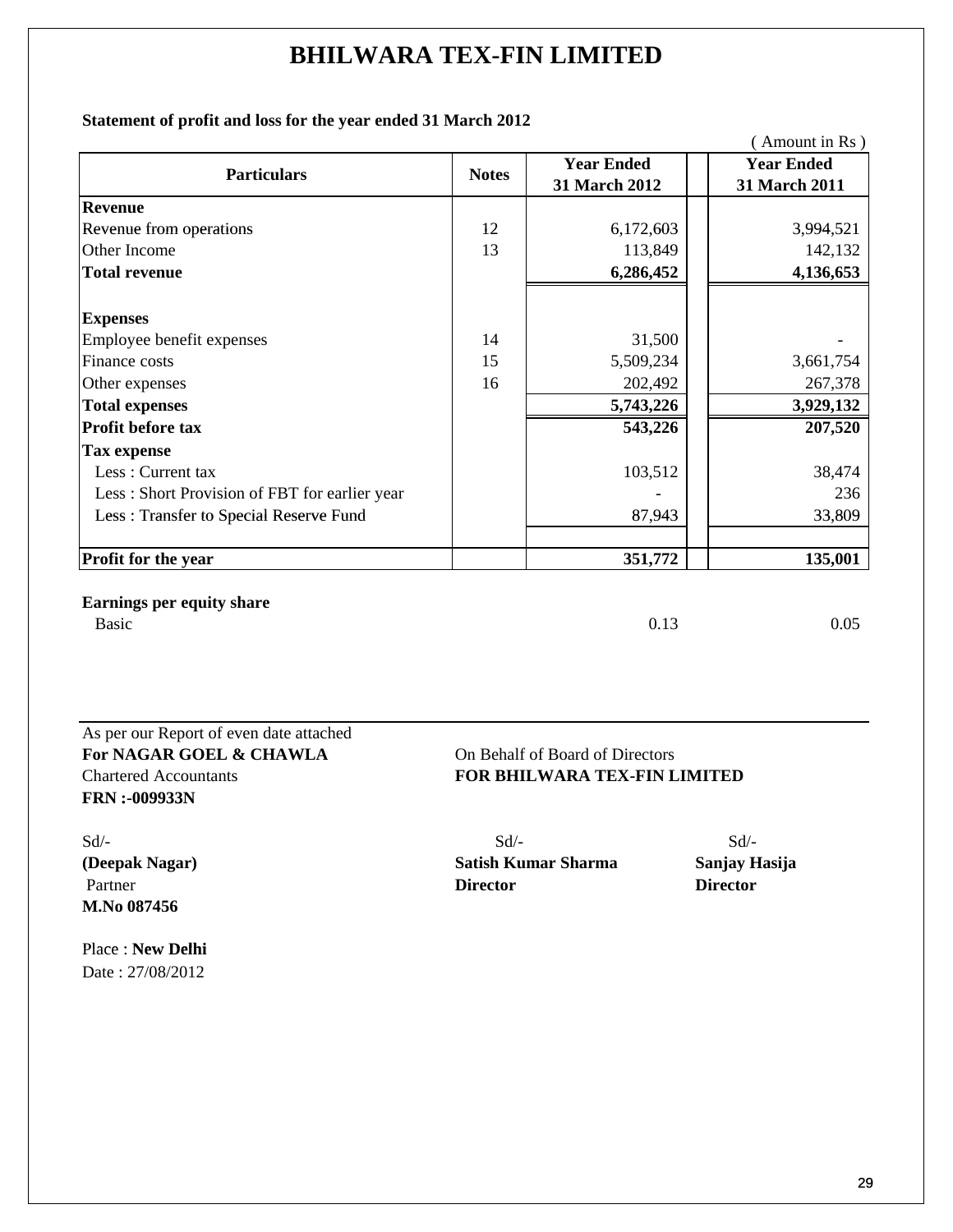# BHILWARA TEX-FIN LIMITED

**Statement of profit and loss for the year ended 31 March 2012**

( Amount in Rs )

| Particulars | Notes | Year Ended 31 March 2012 | Year Ended 31 March 2011 |
|---|---|---|---|
| **Revenue** | | | |
| Revenue from operations | 12 | 6,172,603 | 3,994,521 |
| Other Income | 13 | 113,849 | 142,132 |
| **Total revenue** | | **6,286,452** | **4,136,653** |
| **Expenses** | | | |
| Employee benefit expenses | 14 | 31,500 | - |
| Finance costs | 15 | 5,509,234 | 3,661,754 |
| Other expenses | 16 | 202,492 | 267,378 |
| **Total expenses** | | **5,743,226** | **3,929,132** |
| **Profit before tax** | | **543,226** | **207,520** |
| **Tax expense** | | | |
| Less : Current tax | | 103,512 | 38,474 |
| Less : Short Provision of FBT for earlier year | | - | 236 |
| Less : Transfer to Special Reserve Fund | | 87,943 | 33,809 |
| **Profit for the year** | | **351,772** | **135,001** |

**Earnings per equity share**

| | | |
|---|---|---|
| Basic | 0.13 | 0.05 |

As per our Report of even date attached
**For NAGAR GOEL & CHAWLA**
Chartered Accountants
**FRN :-009933N**

Sd/-
**(Deepak Nagar)**
Partner
**M.No 087456**

On Behalf of Board of Directors
**FOR BHILWARA TEX-FIN LIMITED**

Sd/-
**Satish Kumar Sharma**
**Director**

Sd/-
**Sanjay Hasija**
**Director**

Place : **New Delhi**
Date : 27/08/2012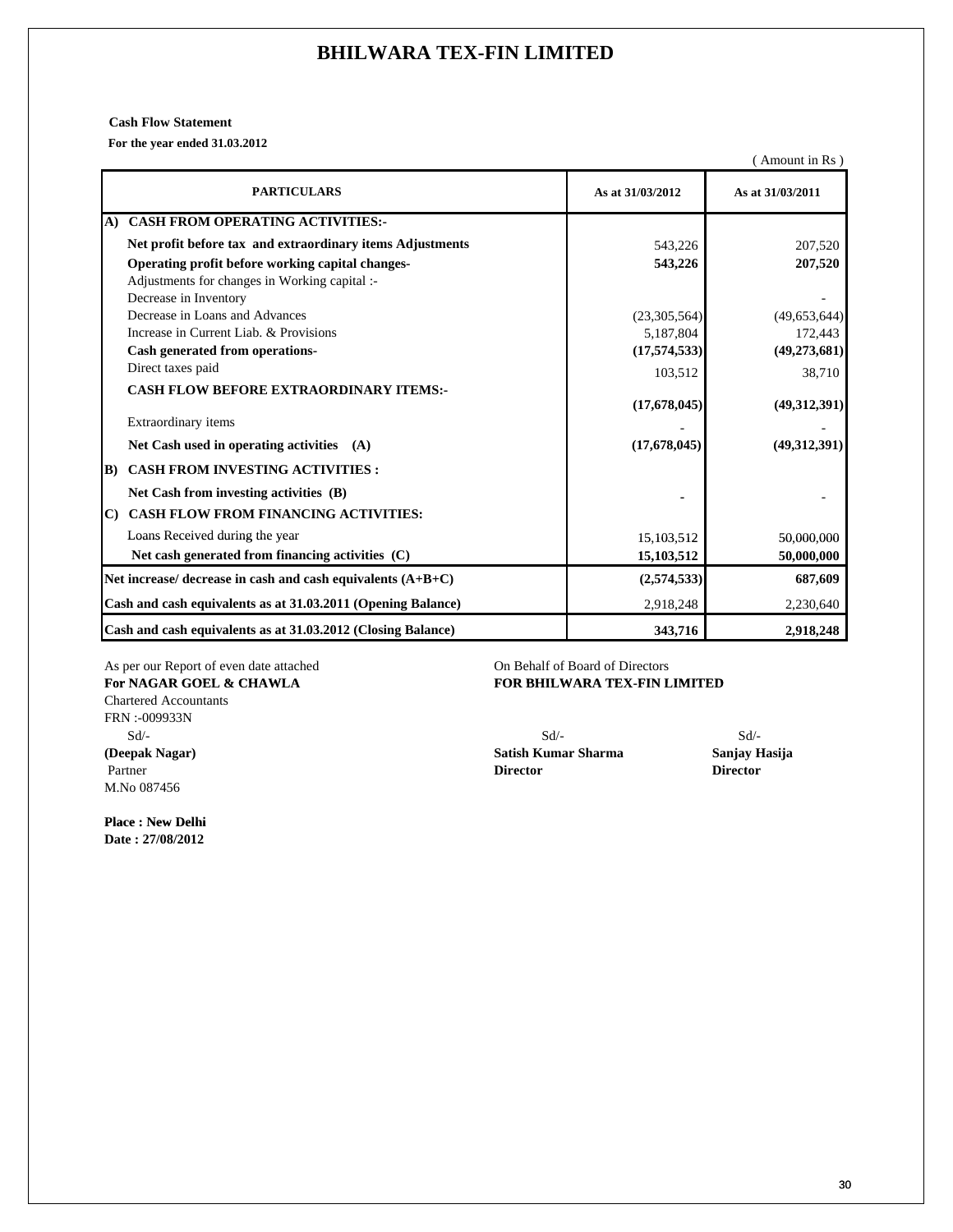# BHILWARA TEX-FIN LIMITED

**Cash Flow Statement**

**For the year ended 31.03.2012**

( Amount in Rs )

| PARTICULARS | As at 31/03/2012 | As at 31/03/2011 |
|---|---|---|
| **A) CASH FROM OPERATING ACTIVITIES:-** | | |
| **Net profit before tax and extraordinary items Adjustments** | 543,226 | 207,520 |
| **Operating profit before working capital changes-** | **543,226** | **207,520** |
| Adjustments for changes in Working capital :- | | |
| Decrease in Inventory | | - |
| Decrease in Loans and Advances | (23,305,564) | (49,653,644) |
| Increase in Current Liab. & Provisions | 5,187,804 | 172,443 |
| **Cash generated from operations-** | **(17,574,533)** | **(49,273,681)** |
| Direct taxes paid | 103,512 | 38,710 |
| **CASH FLOW BEFORE EXTRAORDINARY ITEMS:-** | **(17,678,045)** | **(49,312,391)** |
| Extraordinary items | - | - |
| **Net Cash used in operating activities (A)** | **(17,678,045)** | **(49,312,391)** |
| **B) CASH FROM INVESTING ACTIVITIES :** | | |
| **Net Cash from investing activities (B)** | - | - |
| **C) CASH FLOW FROM FINANCING ACTIVITIES:** | | |
| Loans Received during the year | 15,103,512 | 50,000,000 |
| **Net cash generated from financing activities (C)** | **15,103,512** | **50,000,000** |
| **Net increase/ decrease in cash and cash equivalents (A+B+C)** | **(2,574,533)** | **687,609** |
| **Cash and cash equivalents as at 31.03.2011 (Opening Balance)** | 2,918,248 | 2,230,640 |
| **Cash and cash equivalents as at 31.03.2012 (Closing Balance)** | **343,716** | **2,918,248** |

As per our Report of even date attached
**For NAGAR GOEL & CHAWLA**
Chartered Accountants
FRN :-009933N
Sd/-
**(Deepak Nagar)**
Partner
M.No 087456

On Behalf of Board of Directors
**FOR BHILWARA TEX-FIN LIMITED**

Sd/-
**Satish Kumar Sharma**
**Director**

Sd/-
**Sanjay Hasija**
**Director**

**Place : New Delhi**
**Date : 27/08/2012**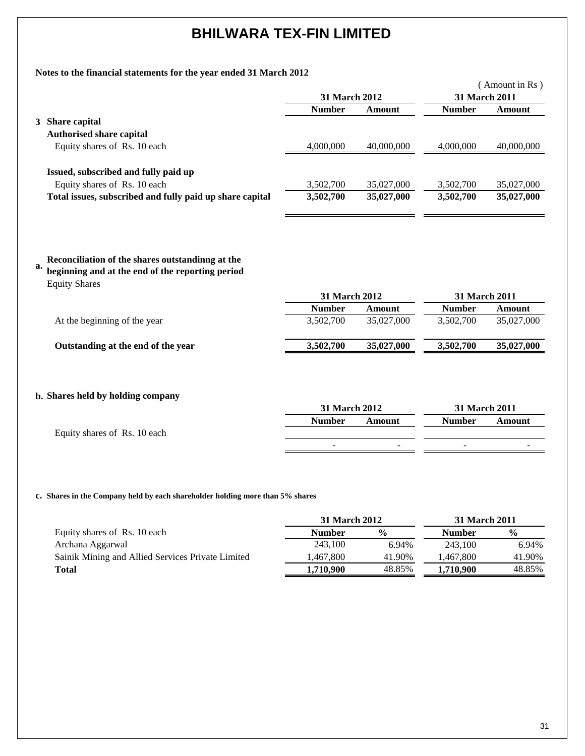# BHILWARA TEX-FIN LIMITED

**Notes to the financial statements for the year ended 31 March 2012**

( Amount in Rs )

| | 31 March 2012 | | 31 March 2011 | |
|---|---|---|---|---|
| | **Number** | **Amount** | **Number** | **Amount** |
| **3 Share capital** | | | | |
| **Authorised share capital** | | | | |
| Equity shares of Rs. 10 each | 4,000,000 | 40,000,000 | 4,000,000 | 40,000,000 |
| **Issued, subscribed and fully paid up** | | | | |
| Equity shares of Rs. 10 each | 3,502,700 | 35,027,000 | 3,502,700 | 35,027,000 |
| **Total issues, subscribed and fully paid up share capital** | **3,502,700** | **35,027,000** | **3,502,700** | **35,027,000** |

**a. Reconciliation of the shares outstandinng at the beginning and at the end of the reporting period**

Equity Shares

| | 31 March 2012 | | 31 March 2011 | |
|---|---|---|---|---|
| | **Number** | **Amount** | **Number** | **Amount** |
| At the beginning of the year | 3,502,700 | 35,027,000 | 3,502,700 | 35,027,000 |
| **Outstanding at the end of the year** | **3,502,700** | **35,027,000** | **3,502,700** | **35,027,000** |

**b. Shares held by holding company**

| | 31 March 2012 | | 31 March 2011 | |
|---|---|---|---|---|
| | **Number** | **Amount** | **Number** | **Amount** |
| Equity shares of Rs. 10 each | | | | |
| | - | - | - | - |

**c. Shares in the Company held by each shareholder holding more than 5% shares**

| | 31 March 2012 | | 31 March 2011 | |
|---|---|---|---|---|
| Equity shares of Rs. 10 each | **Number** | **%** | **Number** | **%** |
| Archana Aggarwal | 243,100 | 6.94% | 243,100 | 6.94% |
| Sainik Mining and Allied Services Private Limited | 1,467,800 | 41.90% | 1,467,800 | 41.90% |
| **Total** | **1,710,900** | 48.85% | **1,710,900** | 48.85% |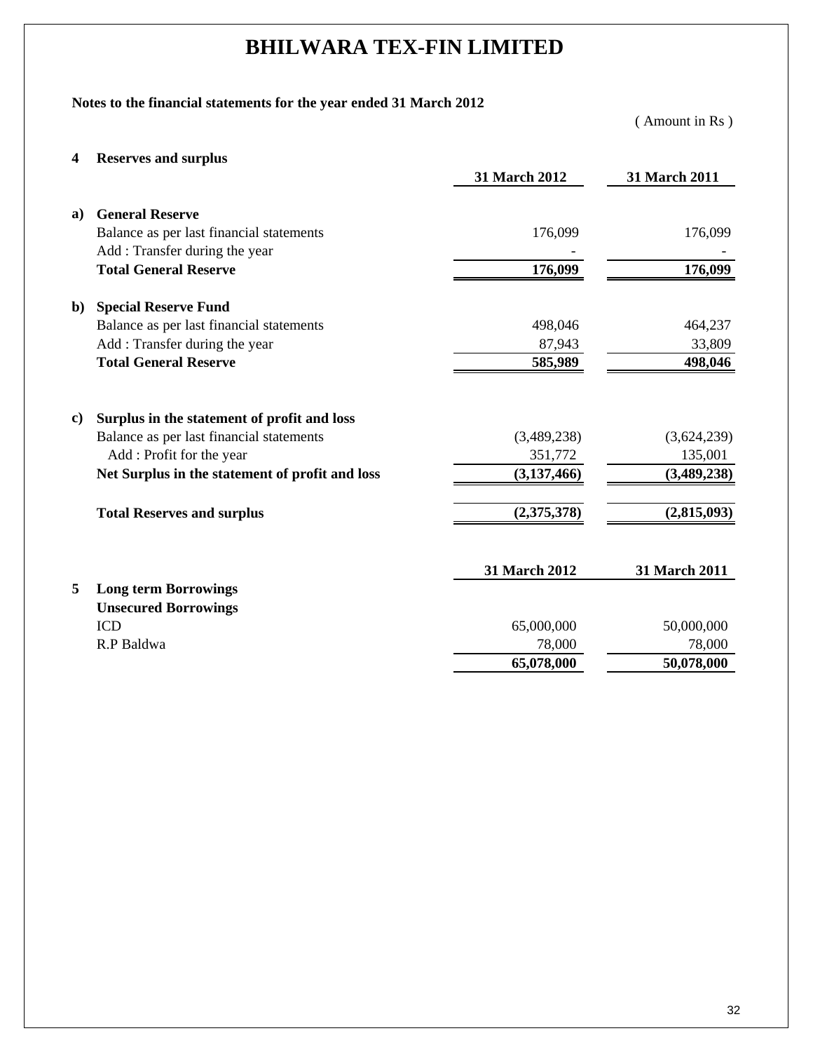# BHILWARA TEX-FIN LIMITED

**Notes to the financial statements for the year ended 31 March 2012**

( Amount in Rs )

**4 Reserves and surplus**

| | | 31 March 2012 | 31 March 2011 |
|---|---|---|---|
| **a)** | **General Reserve** | | |
| | Balance as per last financial statements | 176,099 | 176,099 |
| | Add : Transfer during the year | - | - |
| | **Total General Reserve** | **176,099** | **176,099** |
| **b)** | **Special Reserve Fund** | | |
| | Balance as per last financial statements | 498,046 | 464,237 |
| | Add : Transfer during the year | 87,943 | 33,809 |
| | **Total General Reserve** | **585,989** | **498,046** |
| **c)** | **Surplus in the statement of profit and loss** | | |
| | Balance as per last financial statements | (3,489,238) | (3,624,239) |
| | Add : Profit for the year | 351,772 | 135,001 |
| | **Net Surplus in the statement of profit and loss** | **(3,137,466)** | **(3,489,238)** |
| | **Total Reserves and surplus** | **(2,375,378)** | **(2,815,093)** |

| | | 31 March 2012 | 31 March 2011 |
|---|---|---|---|
| **5** | **Long term Borrowings** | | |
| | **Unsecured Borrowings** | | |
| | ICD | 65,000,000 | 50,000,000 |
| | R.P Baldwa | 78,000 | 78,000 |
| | | **65,078,000** | **50,078,000** |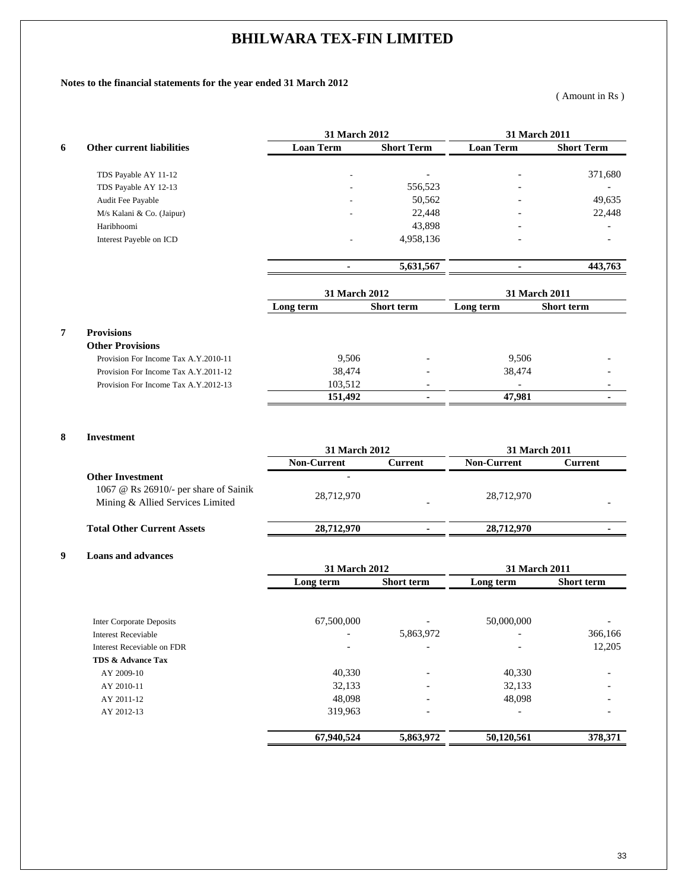# BHILWARA TEX-FIN LIMITED

**Notes to the financial statements for the year ended 31 March 2012**

( Amount in Rs )

**6 Other current liabilities**

| | 31 March 2012 | | 31 March 2011 | |
|---|---|---|---|---|
| | **Loan Term** | **Short Term** | **Loan Term** | **Short Term** |
| TDS Payable AY 11-12 | - | - | - | 371,680 |
| TDS Payable AY 12-13 | - | 556,523 | - | - |
| Audit Fee Payable | - | 50,562 | - | 49,635 |
| M/s Kalani & Co. (Jaipur) | - | 22,448 | - | 22,448 |
| Haribhoomi | | 43,898 | - | - |
| Interest Payeble on ICD | - | 4,958,136 | - | - |
| | **-** | **5,631,567** | **-** | **443,763** |

**7 Provisions**

| | 31 March 2012 | | 31 March 2011 | |
|---|---|---|---|---|
| | **Long term** | **Short term** | **Long term** | **Short term** |
| **Other Provisions** | | | | |
| Provision For Income Tax A.Y.2010-11 | 9,506 | - | 9,506 | - |
| Provision For Income Tax A.Y.2011-12 | 38,474 | - | 38,474 | - |
| Provision For Income Tax A.Y.2012-13 | 103,512 | - | - | - |
| | **151,492** | **-** | **47,981** | **-** |

**8 Investment**

| | 31 March 2012 | | 31 March 2011 | |
|---|---|---|---|---|
| | **Non-Current** | **Current** | **Non-Current** | **Current** |
| **Other Investment** | - | | | |
| 1067 @ Rs 26910/- per share of Sainik Mining & Allied Services Limited | 28,712,970 | - | 28,712,970 | - |
| **Total Other Current Assets** | **28,712,970** | **-** | **28,712,970** | **-** |

**9 Loans and advances**

| | 31 March 2012 | | 31 March 2011 | |
|---|---|---|---|---|
| | **Long term** | **Short term** | **Long term** | **Short term** |
| Inter Corporate Deposits | 67,500,000 | - | 50,000,000 | - |
| Interest Receviable | - | 5,863,972 | - | 366,166 |
| Interest Receviable on FDR | - | - | - | 12,205 |
| **TDS & Advance Tax** | | | | |
| AY 2009-10 | 40,330 | - | 40,330 | - |
| AY 2010-11 | 32,133 | - | 32,133 | - |
| AY 2011-12 | 48,098 | - | 48,098 | - |
| AY 2012-13 | 319,963 | - | - | - |
| | **67,940,524** | **5,863,972** | **50,120,561** | **378,371** |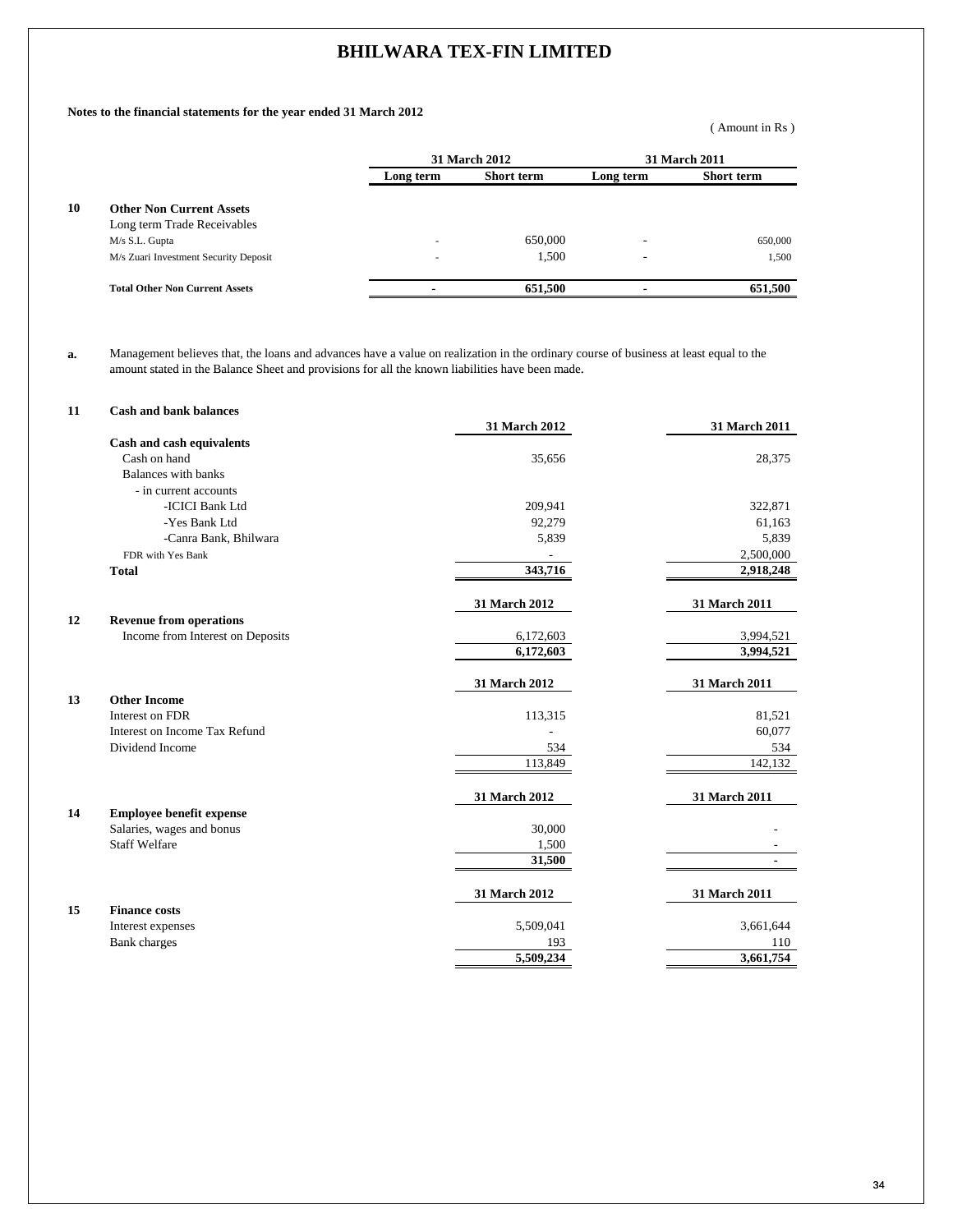# BHILWARA TEX-FIN LIMITED

**Notes to the financial statements for the year ended 31 March 2012**

( Amount in Rs )

| | | 31 March 2012 | | 31 March 2011 | |
|---|---|---|---|---|---|
| | | Long term | Short term | Long term | Short term |
| **10** | **Other Non Current Assets** | | | | |
| | Long term Trade Receivables | | | | |
| | M/s S.L. Gupta | - | 650,000 | - | 650,000 |
| | M/s Zuari Investment Security Deposit | - | 1,500 | - | 1,500 |
| | **Total Other Non Current Assets** | **-** | **651,500** | **-** | **651,500** |

**a.** Management believes that, the loans and advances have a value on realization in the ordinary course of business at least equal to the amount stated in the Balance Sheet and provisions for all the known liabilities have been made.

| | | 31 March 2012 | 31 March 2011 |
|---|---|---|---|
| **11** | **Cash and bank balances** | | |
| | **Cash and cash equivalents** | | |
| | Cash on hand | 35,656 | 28,375 |
| | Balances with banks | | |
| | - in current accounts | | |
| | -ICICI Bank Ltd | 209,941 | 322,871 |
| | -Yes Bank Ltd | 92,279 | 61,163 |
| | -Canra Bank, Bhilwara | 5,839 | 5,839 |
| | FDR with Yes Bank | - | 2,500,000 |
| | **Total** | **343,716** | **2,918,248** |

| | | 31 March 2012 | 31 March 2011 |
|---|---|---|---|
| **12** | **Revenue from operations** | | |
| | Income from Interest on Deposits | 6,172,603 | 3,994,521 |
| | | **6,172,603** | **3,994,521** |

| | | 31 March 2012 | 31 March 2011 |
|---|---|---|---|
| **13** | **Other Income** | | |
| | Interest on FDR | 113,315 | 81,521 |
| | Interest on Income Tax Refund | - | 60,077 |
| | Dividend Income | 534 | 534 |
| | | 113,849 | 142,132 |

| | | 31 March 2012 | 31 March 2011 |
|---|---|---|---|
| **14** | **Employee benefit expense** | | |
| | Salaries, wages and bonus | 30,000 | - |
| | Staff Welfare | 1,500 | - |
| | | **31,500** | **-** |

| | | 31 March 2012 | 31 March 2011 |
|---|---|---|---|
| **15** | **Finance costs** | | |
| | Interest expenses | 5,509,041 | 3,661,644 |
| | Bank charges | 193 | 110 |
| | | **5,509,234** | **3,661,754** |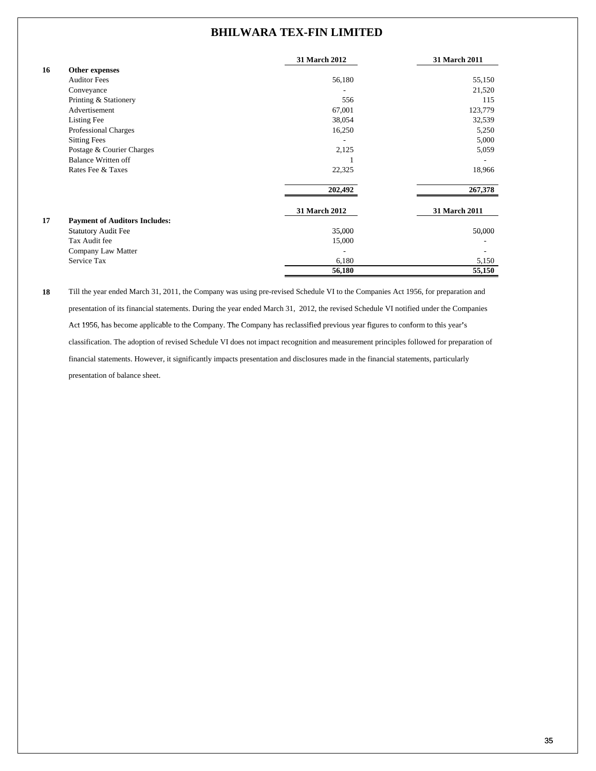# BHILWARA TEX-FIN LIMITED

| | | 31 March 2012 | 31 March 2011 |
|---|---|---|---|
| **16** | **Other expenses** | | |
| | Auditor Fees | 56,180 | 55,150 |
| | Conveyance | - | 21,520 |
| | Printing & Stationery | 556 | 115 |
| | Advertisement | 67,001 | 123,779 |
| | Listing Fee | 38,054 | 32,539 |
| | Professional Charges | 16,250 | 5,250 |
| | Sitting Fees | - | 5,000 |
| | Postage & Courier Charges | 2,125 | 5,059 |
| | Balance Written off | 1 | - |
| | Rates Fee & Taxes | 22,325 | 18,966 |
| | | **202,492** | **267,378** |

| | | 31 March 2012 | 31 March 2011 |
|---|---|---|---|
| **17** | **Payment of Auditors Includes:** | | |
| | Statutory Audit Fee | 35,000 | 50,000 |
| | Tax Audit fee | 15,000 | - |
| | Company Law Matter | - | - |
| | Service Tax | 6,180 | 5,150 |
| | | **56,180** | **55,150** |

**18** Till the year ended March 31, 2011, the Company was using pre-revised Schedule VI to the Companies Act 1956, for preparation and presentation of its financial statements. During the year ended March 31, 2012, the revised Schedule VI notified under the Companies Act 1956, has become applicable to the Company. The Company has reclassified previous year figures to conform to this year's classification. The adoption of revised Schedule VI does not impact recognition and measurement principles followed for preparation of financial statements. However, it significantly impacts presentation and disclosures made in the financial statements, particularly presentation of balance sheet.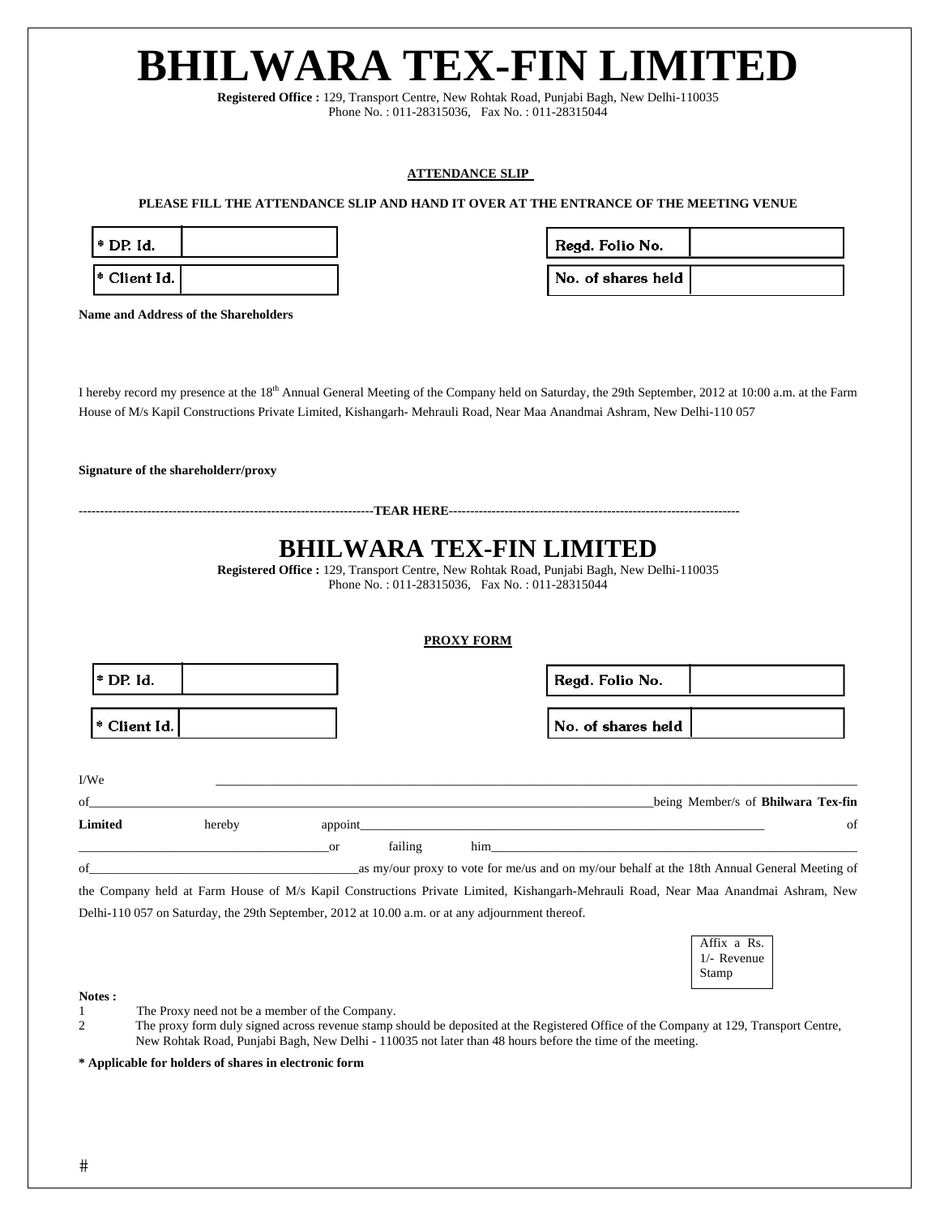# BHILWARA TEX-FIN LIMITED

**Registered Office :** 129, Transport Centre, New Rohtak Road, Punjabi Bagh, New Delhi-110035
Phone No. : 011-28315036, Fax No. : 011-28315044

**ATTENDANCE SLIP**

**PLEASE FILL THE ATTENDANCE SLIP AND HAND IT OVER AT THE ENTRANCE OF THE MEETING VENUE**

| * DP. Id. | | | Regd. Folio No. | |
|---|---|---|---|---|
| * Client Id. | | | No. of shares held | |

**Name and Address of the Shareholders**

I hereby record my presence at the 18th Annual General Meeting of the Company held on Saturday, the 29th September, 2012 at 10:00 a.m. at the Farm House of M/s Kapil Constructions Private Limited, Kishangarh- Mehrauli Road, Near Maa Anandmai Ashram, New Delhi-110 057

**Signature of the shareholderr/proxy**

---------------------------------------------------------------------**TEAR HERE**---------------------------------------------------------------------

# BHILWARA TEX-FIN LIMITED

**Registered Office :** 129, Transport Centre, New Rohtak Road, Punjabi Bagh, New Delhi-110035
Phone No. : 011-28315036, Fax No. : 011-28315044

**PROXY FORM**

| * DP. Id. | | | Regd. Folio No. | |
|---|---|---|---|---|
| * Client Id. | | | No. of shares held | |

I/We ________________________________________________________________________________

of________________________________________________________________being Member/s of **Bhilwara Tex-fin Limited** hereby appoint__________________________________________________________ of ________________________________ or failing him________________________________________________ of____________________________________as my/our proxy to vote for me/us and on my/our behalf at the 18th Annual General Meeting of the Company held at Farm House of M/s Kapil Constructions Private Limited, Kishangarh-Mehrauli Road, Near Maa Anandmai Ashram, New Delhi-110 057 on Saturday, the 29th September, 2012 at 10.00 a.m. or at any adjournment thereof.

Affix a Rs. 1/- Revenue Stamp

**Notes :**

1. The Proxy need not be a member of the Company.
2. The proxy form duly signed across revenue stamp should be deposited at the Registered Office of the Company at 129, Transport Centre, New Rohtak Road, Punjabi Bagh, New Delhi - 110035 not later than 48 hours before the time of the meeting.

**\* Applicable for holders of shares in electronic form**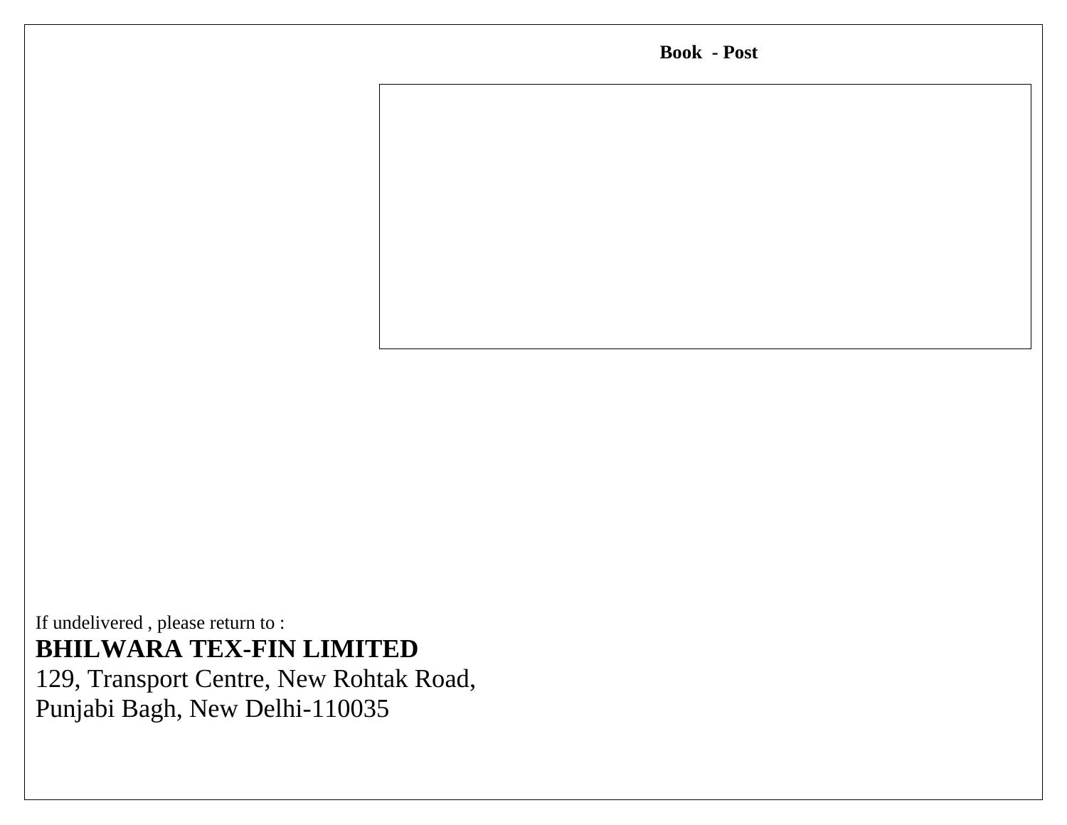**Book - Post**

If undelivered , please return to :

**BHILWARA TEX-FIN LIMITED**

129, Transport Centre, New Rohtak Road,

Punjabi Bagh, New Delhi-110035